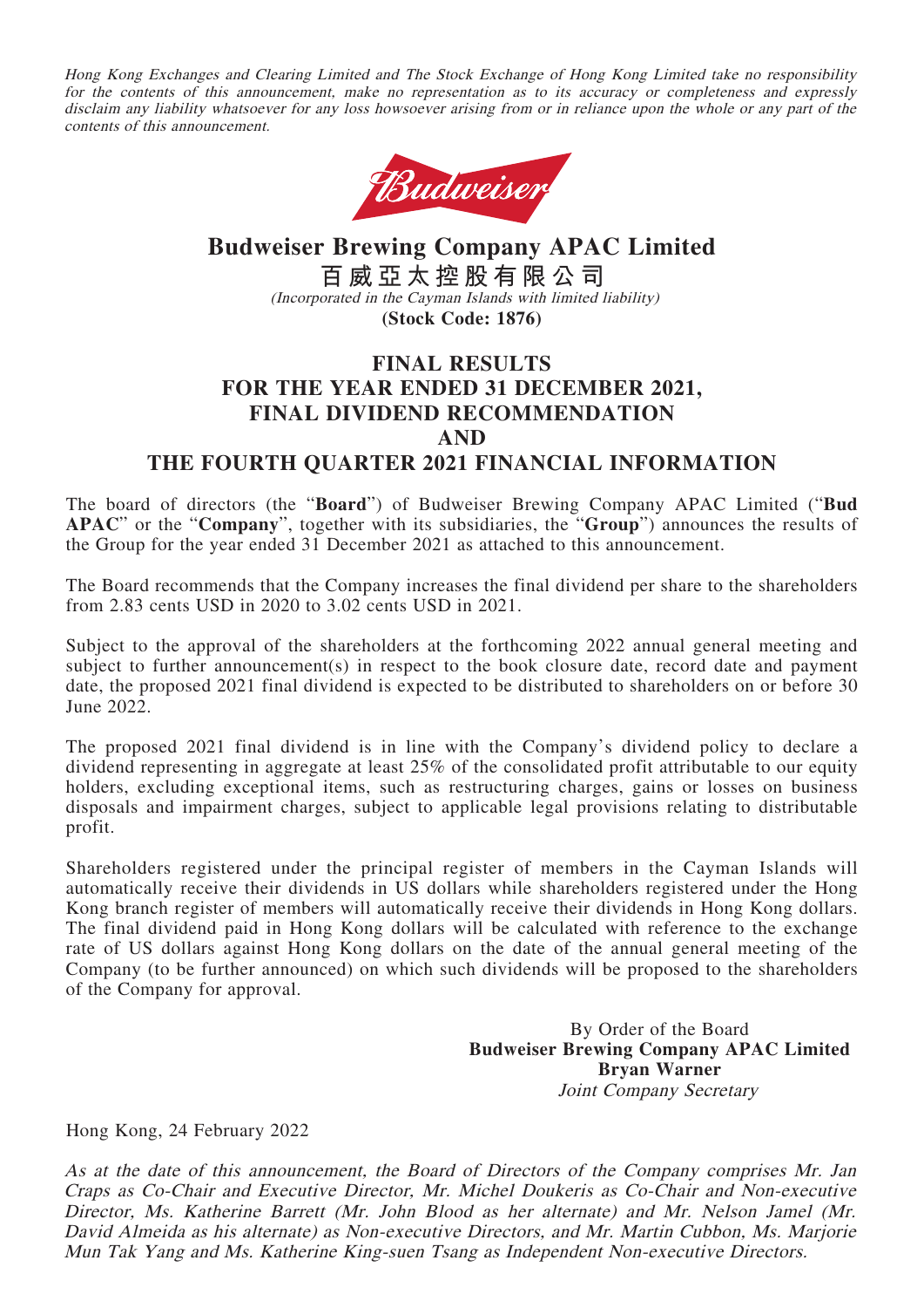*Hong Kong Exchanges and Clearing Limited and The Stock Exchange of Hong Kong Limited take no responsibility for the contents of this announcement, make no representation as to its accuracy or completeness and expressly disclaim any liability whatsoever for any loss howsoever arising from or in reliance upon the whole or any part of the contents of this announcement.*

# Budweiser Brewing Company APAC Limited

# 百威亞太控股有限公司

*(Incorporated in the Cayman Islands with limited liability)*

**(Stock Code: 1876)**

## FINAL RESULTS FOR THE YEAR ENDED 31 DECEMBER 2021, FINAL DIVIDEND RECOMMENDATION AND THE FOURTH QUARTER 2021 FINANCIAL INFORMATION

The board of directors (the "**Board**") of Budweiser Brewing Company APAC Limited ("**Bud APAC**" or the "**Company**", together with its subsidiaries, the "**Group**") announces the results of the Group for the year ended 31 December 2021 as attached to this announcement.

The Board recommends that the Company increases the final dividend per share to the shareholders from 2.83 cents USD in 2020 to 3.02 cents USD in 2021.

Subject to the approval of the shareholders at the forthcoming 2022 annual general meeting and subject to further announcement(s) in respect to the book closure date, record date and payment date, the proposed 2021 final dividend is expected to be distributed to shareholders on or before 30 June 2022.

The proposed 2021 final dividend is in line with the Company's dividend policy to declare a dividend representing in aggregate at least 25% of the consolidated profit attributable to our equity holders, excluding exceptional items, such as restructuring charges, gains or losses on business disposals and impairment charges, subject to applicable legal provisions relating to distributable profit.

Shareholders registered under the principal register of members in the Cayman Islands will automatically receive their dividends in US dollars while shareholders registered under the Hong Kong branch register of members will automatically receive their dividends in Hong Kong dollars. The final dividend paid in Hong Kong dollars will be calculated with reference to the exchange rate of US dollars against Hong Kong dollars on the date of the annual general meeting of the Company (to be further announced) on which such dividends will be proposed to the shareholders of the Company for approval.

By Order of the Board
**Budweiser Brewing Company APAC Limited**
**Bryan Warner**
*Joint Company Secretary*

Hong Kong, 24 February 2022

*As at the date of this announcement, the Board of Directors of the Company comprises Mr. Jan Craps as Co-Chair and Executive Director, Mr. Michel Doukeris as Co-Chair and Non-executive Director, Ms. Katherine Barrett (Mr. John Blood as her alternate) and Mr. Nelson Jamel (Mr. David Almeida as his alternate) as Non-executive Directors, and Mr. Martin Cubbon, Ms. Marjorie Mun Tak Yang and Ms. Katherine King-suen Tsang as Independent Non-executive Directors.*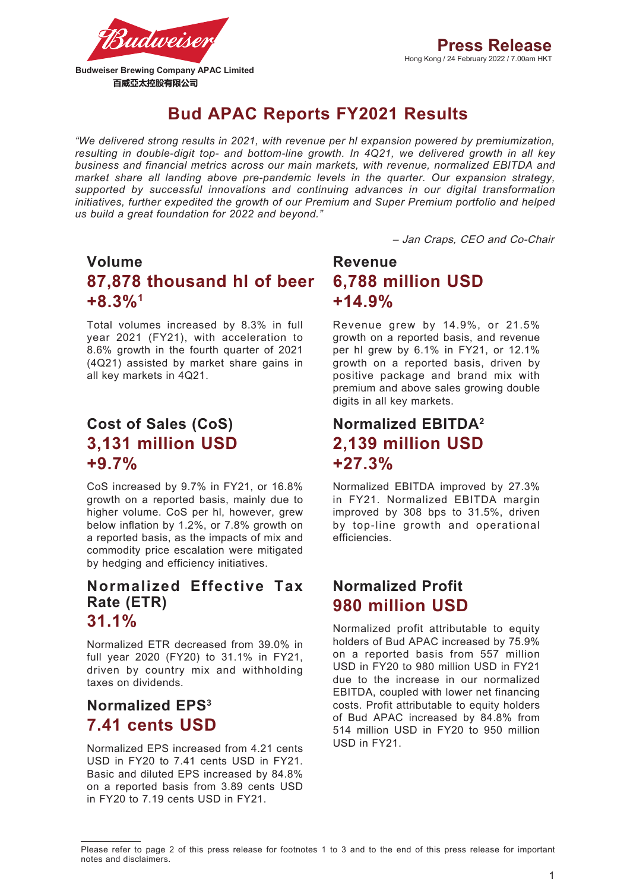Budweiser Brewing Company APAC Limited
百威亞太控股有限公司

# Press Release

Hong Kong / 24 February 2022 / 7.00am HKT

## Bud APAC Reports FY2021 Results

*"We delivered strong results in 2021, with revenue per hl expansion powered by premiumization, resulting in double-digit top- and bottom-line growth. In 4Q21, we delivered growth in all key business and financial metrics across our main markets, with revenue, normalized EBITDA and market share all landing above pre-pandemic levels in the quarter. Our expansion strategy, supported by successful innovations and continuing advances in our digital transformation initiatives, further expedited the growth of our Premium and Super Premium portfolio and helped us build a great foundation for 2022 and beyond."*

*– Jan Craps, CEO and Co-Chair*

### Volume
**87,878 thousand hl of beer**
**+8.3%[1]**

Total volumes increased by 8.3% in full year 2021 (FY21), with acceleration to 8.6% growth in the fourth quarter of 2021 (4Q21) assisted by market share gains in all key markets in 4Q21.

### Revenue
**6,788 million USD**
**+14.9%**

Revenue grew by 14.9%, or 21.5% growth on a reported basis, and revenue per hl grew by 6.1% in FY21, or 12.1% growth on a reported basis, driven by positive package and brand mix with premium and above sales growing double digits in all key markets.

### Cost of Sales (CoS)
**3,131 million USD**
**+9.7%**

CoS increased by 9.7% in FY21, or 16.8% growth on a reported basis, mainly due to higher volume. CoS per hl, however, grew below inflation by 1.2%, or 7.8% growth on a reported basis, as the impacts of mix and commodity price escalation were mitigated by hedging and efficiency initiatives.

### Normalized EBITDA[2]
**2,139 million USD**
**+27.3%**

Normalized EBITDA improved by 27.3% in FY21. Normalized EBITDA margin improved by 308 bps to 31.5%, driven by top-line growth and operational efficiencies.

### Normalized Effective Tax Rate (ETR)
**31.1%**

Normalized ETR decreased from 39.0% in full year 2020 (FY20) to 31.1% in FY21, driven by country mix and withholding taxes on dividends.

### Normalized Profit
**980 million USD**

Normalized profit attributable to equity holders of Bud APAC increased by 75.9% on a reported basis from 557 million USD in FY20 to 980 million USD in FY21 due to the increase in our normalized EBITDA, coupled with lower net financing costs. Profit attributable to equity holders of Bud APAC increased by 84.8% from 514 million USD in FY20 to 950 million USD in FY21.

### Normalized EPS[3]
**7.41 cents USD**

Normalized EPS increased from 4.21 cents USD in FY20 to 7.41 cents USD in FY21. Basic and diluted EPS increased by 84.8% on a reported basis from 3.89 cents USD in FY20 to 7.19 cents USD in FY21.

---

Please refer to page 2 of this press release for footnotes 1 to 3 and to the end of this press release for important notes and disclaimers.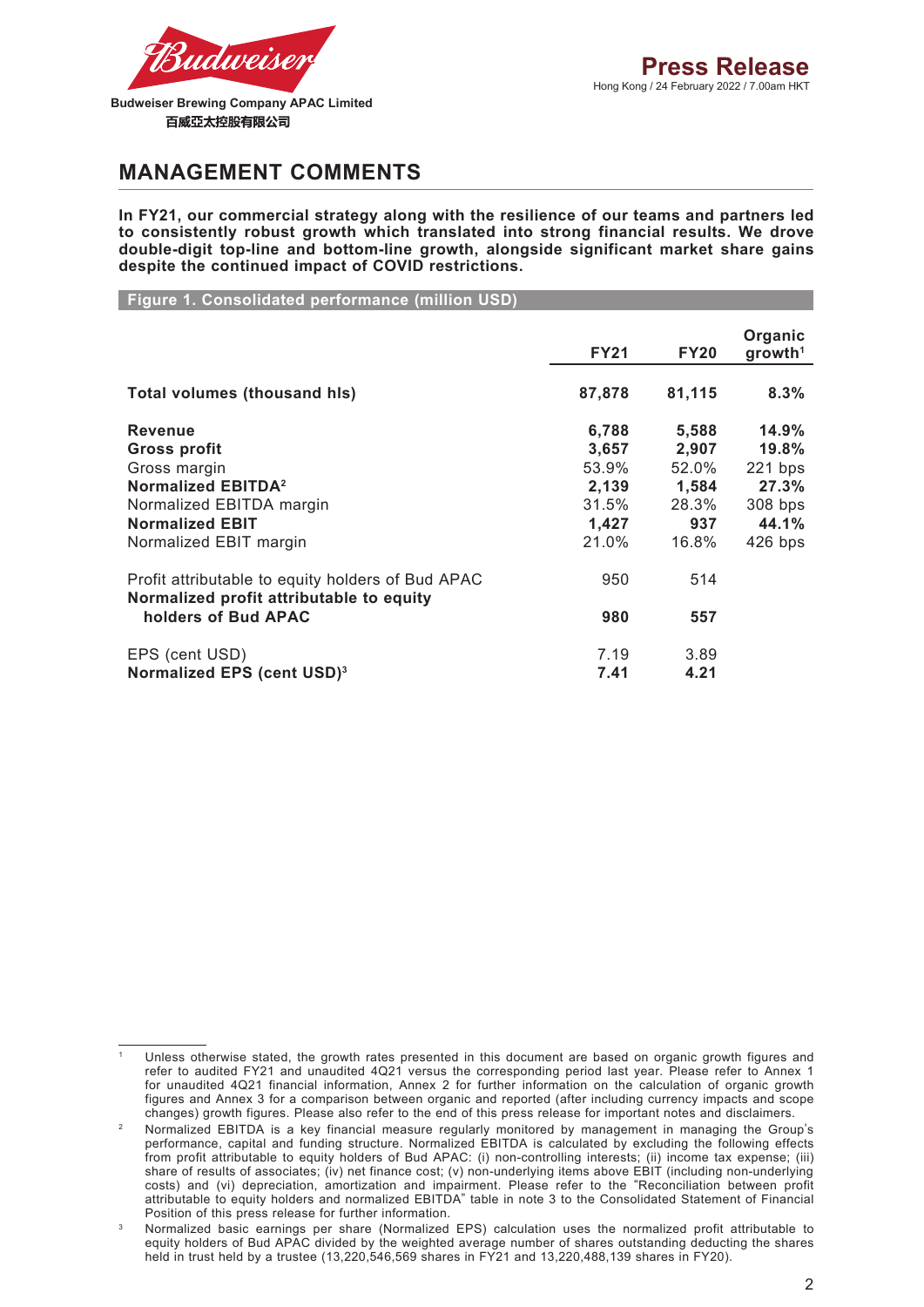## MANAGEMENT COMMENTS

**In FY21, our commercial strategy along with the resilience of our teams and partners led to consistently robust growth which translated into strong financial results. We drove double-digit top-line and bottom-line growth, alongside significant market share gains despite the continued impact of COVID restrictions.**

**Figure 1. Consolidated performance (million USD)**

| | FY21 | FY20 | Organic growth[1] |
|---|---|---|---|
| **Total volumes (thousand hls)** | **87,878** | **81,115** | **8.3%** |
| **Revenue** | **6,788** | **5,588** | **14.9%** |
| **Gross profit** | **3,657** | **2,907** | **19.8%** |
| Gross margin | 53.9% | 52.0% | 221 bps |
| **Normalized EBITDA[2]** | **2,139** | **1,584** | **27.3%** |
| Normalized EBITDA margin | 31.5% | 28.3% | 308 bps |
| **Normalized EBIT** | **1,427** | **937** | **44.1%** |
| Normalized EBIT margin | 21.0% | 16.8% | 426 bps |
| Profit attributable to equity holders of Bud APAC | 950 | 514 | |
| **Normalized profit attributable to equity holders of Bud APAC** | **980** | **557** | |
| EPS (cent USD) | 7.19 | 3.89 | |
| **Normalized EPS (cent USD)[3]** | **7.41** | **4.21** | |

[1] Unless otherwise stated, the growth rates presented in this document are based on organic growth figures and refer to audited FY21 and unaudited 4Q21 versus the corresponding period last year. Please refer to Annex 1 for unaudited 4Q21 financial information, Annex 2 for further information on the calculation of organic growth figures and Annex 3 for a comparison between organic and reported (after including currency impacts and scope changes) growth figures. Please also refer to the end of this press release for important notes and disclaimers.

[2] Normalized EBITDA is a key financial measure regularly monitored by management in managing the Group's performance, capital and funding structure. Normalized EBITDA is calculated by excluding the following effects from profit attributable to equity holders of Bud APAC: (i) non-controlling interests; (ii) income tax expense; (iii) share of results of associates; (iv) net finance cost; (v) non-underlying items above EBIT (including non-underlying costs) and (vi) depreciation, amortization and impairment. Please refer to the "Reconciliation between profit attributable to equity holders and normalized EBITDA" table in note 3 to the Consolidated Statement of Financial Position of this press release for further information.

[3] Normalized basic earnings per share (Normalized EPS) calculation uses the normalized profit attributable to equity holders of Bud APAC divided by the weighted average number of shares outstanding deducting the shares held in trust held by a trustee (13,220,546,569 shares in FY21 and 13,220,488,139 shares in FY20).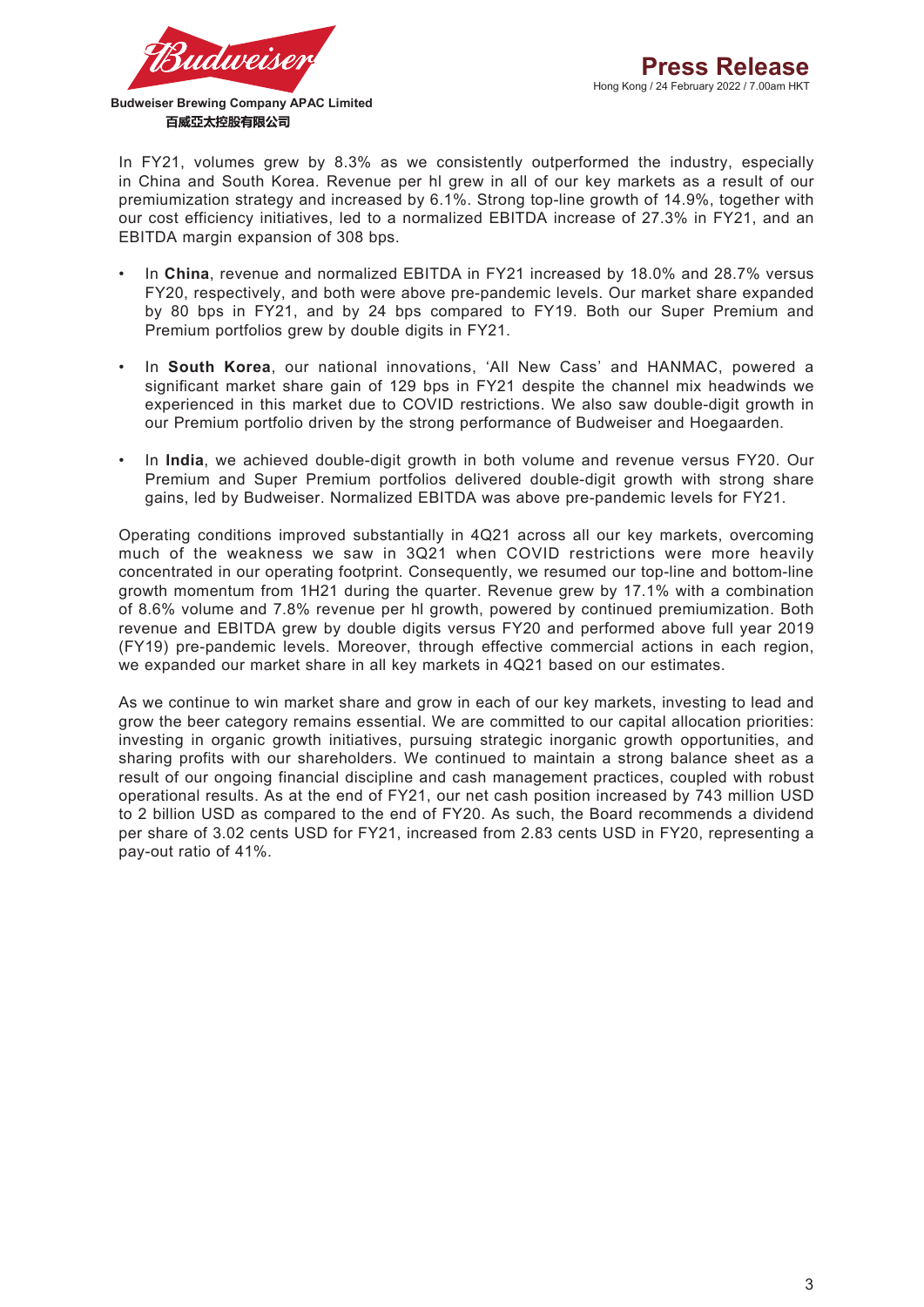In FY21, volumes grew by 8.3% as we consistently outperformed the industry, especially in China and South Korea. Revenue per hl grew in all of our key markets as a result of our premiumization strategy and increased by 6.1%. Strong top-line growth of 14.9%, together with our cost efficiency initiatives, led to a normalized EBITDA increase of 27.3% in FY21, and an EBITDA margin expansion of 308 bps.

- In **China**, revenue and normalized EBITDA in FY21 increased by 18.0% and 28.7% versus FY20, respectively, and both were above pre-pandemic levels. Our market share expanded by 80 bps in FY21, and by 24 bps compared to FY19. Both our Super Premium and Premium portfolios grew by double digits in FY21.
- In **South Korea**, our national innovations, 'All New Cass' and HANMAC, powered a significant market share gain of 129 bps in FY21 despite the channel mix headwinds we experienced in this market due to COVID restrictions. We also saw double-digit growth in our Premium portfolio driven by the strong performance of Budweiser and Hoegaarden.
- In **India**, we achieved double-digit growth in both volume and revenue versus FY20. Our Premium and Super Premium portfolios delivered double-digit growth with strong share gains, led by Budweiser. Normalized EBITDA was above pre-pandemic levels for FY21.

Operating conditions improved substantially in 4Q21 across all our key markets, overcoming much of the weakness we saw in 3Q21 when COVID restrictions were more heavily concentrated in our operating footprint. Consequently, we resumed our top-line and bottom-line growth momentum from 1H21 during the quarter. Revenue grew by 17.1% with a combination of 8.6% volume and 7.8% revenue per hl growth, powered by continued premiumization. Both revenue and EBITDA grew by double digits versus FY20 and performed above full year 2019 (FY19) pre-pandemic levels. Moreover, through effective commercial actions in each region, we expanded our market share in all key markets in 4Q21 based on our estimates.

As we continue to win market share and grow in each of our key markets, investing to lead and grow the beer category remains essential. We are committed to our capital allocation priorities: investing in organic growth initiatives, pursuing strategic inorganic growth opportunities, and sharing profits with our shareholders. We continued to maintain a strong balance sheet as a result of our ongoing financial discipline and cash management practices, coupled with robust operational results. As at the end of FY21, our net cash position increased by 743 million USD to 2 billion USD as compared to the end of FY20. As such, the Board recommends a dividend per share of 3.02 cents USD for FY21, increased from 2.83 cents USD in FY20, representing a pay-out ratio of 41%.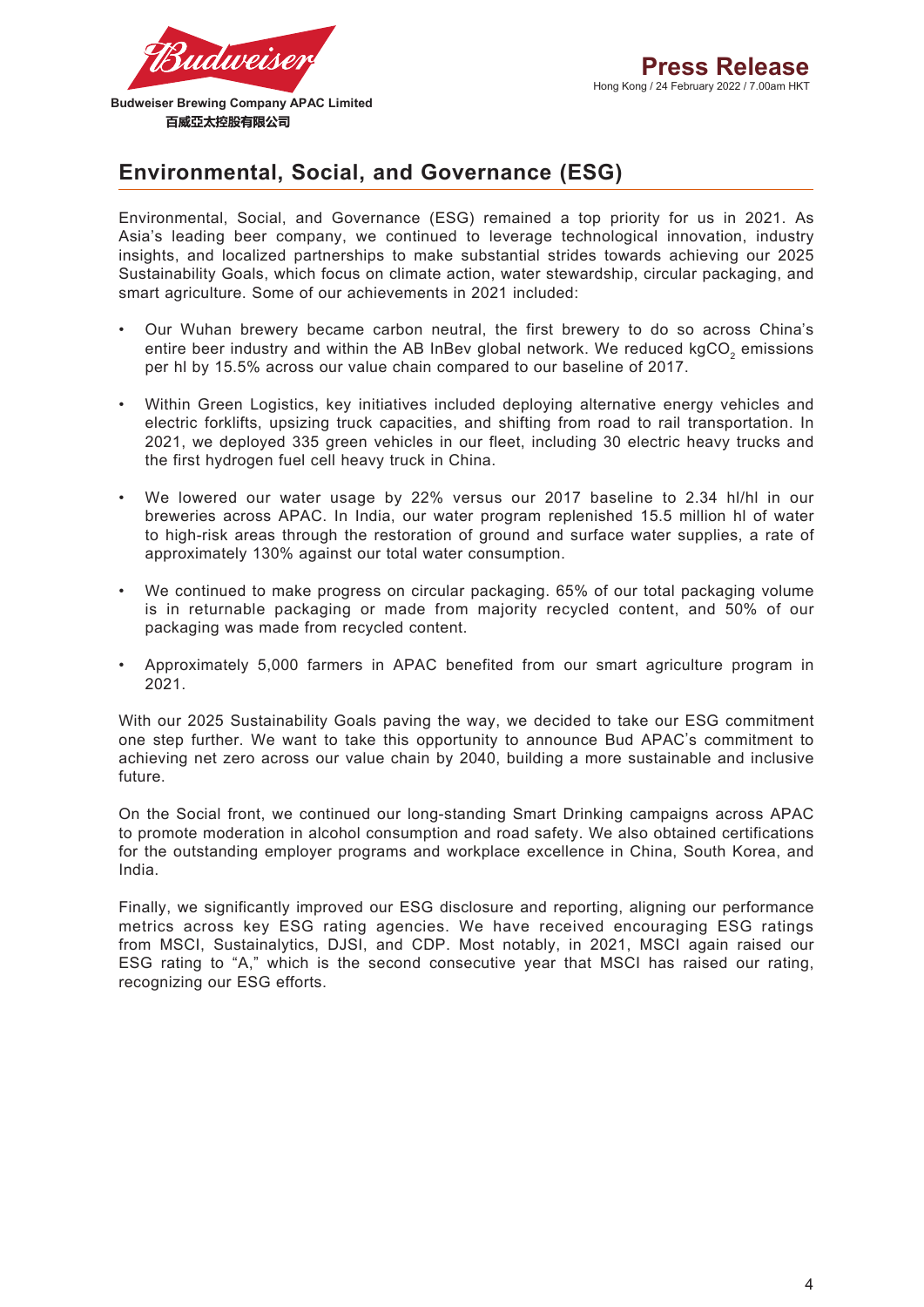## Environmental, Social, and Governance (ESG)

Environmental, Social, and Governance (ESG) remained a top priority for us in 2021. As Asia's leading beer company, we continued to leverage technological innovation, industry insights, and localized partnerships to make substantial strides towards achieving our 2025 Sustainability Goals, which focus on climate action, water stewardship, circular packaging, and smart agriculture. Some of our achievements in 2021 included:

- Our Wuhan brewery became carbon neutral, the first brewery to do so across China's entire beer industry and within the AB InBev global network. We reduced $kgCO_2$ emissions per hl by 15.5% across our value chain compared to our baseline of 2017.
- Within Green Logistics, key initiatives included deploying alternative energy vehicles and electric forklifts, upsizing truck capacities, and shifting from road to rail transportation. In 2021, we deployed 335 green vehicles in our fleet, including 30 electric heavy trucks and the first hydrogen fuel cell heavy truck in China.
- We lowered our water usage by 22% versus our 2017 baseline to 2.34 hl/hl in our breweries across APAC. In India, our water program replenished 15.5 million hl of water to high-risk areas through the restoration of ground and surface water supplies, a rate of approximately 130% against our total water consumption.
- We continued to make progress on circular packaging. 65% of our total packaging volume is in returnable packaging or made from majority recycled content, and 50% of our packaging was made from recycled content.
- Approximately 5,000 farmers in APAC benefited from our smart agriculture program in 2021.

With our 2025 Sustainability Goals paving the way, we decided to take our ESG commitment one step further. We want to take this opportunity to announce Bud APAC's commitment to achieving net zero across our value chain by 2040, building a more sustainable and inclusive future.

On the Social front, we continued our long-standing Smart Drinking campaigns across APAC to promote moderation in alcohol consumption and road safety. We also obtained certifications for the outstanding employer programs and workplace excellence in China, South Korea, and India.

Finally, we significantly improved our ESG disclosure and reporting, aligning our performance metrics across key ESG rating agencies. We have received encouraging ESG ratings from MSCI, Sustainalytics, DJSI, and CDP. Most notably, in 2021, MSCI again raised our ESG rating to "A," which is the second consecutive year that MSCI has raised our rating, recognizing our ESG efforts.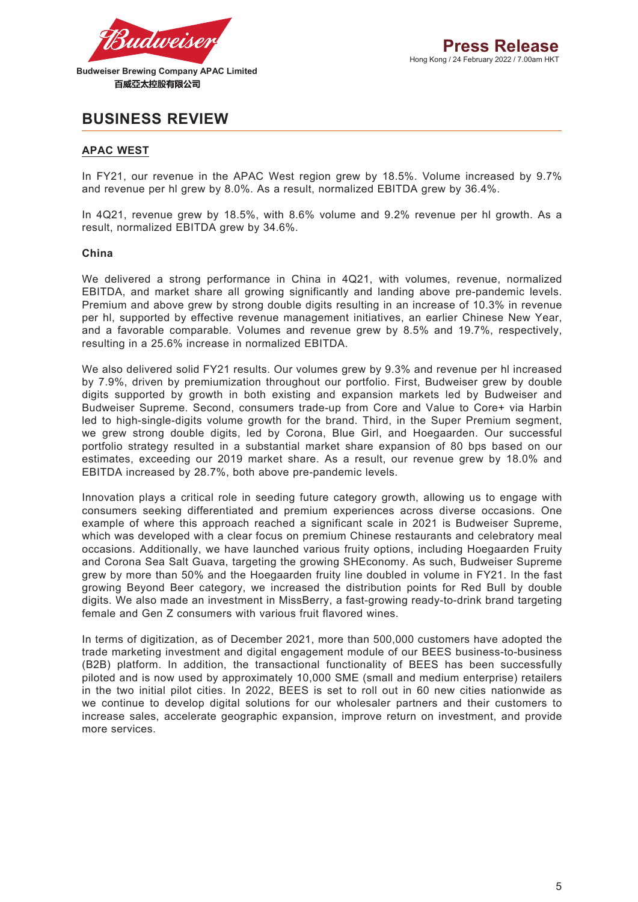## BUSINESS REVIEW

### APAC WEST

In FY21, our revenue in the APAC West region grew by 18.5%. Volume increased by 9.7% and revenue per hl grew by 8.0%. As a result, normalized EBITDA grew by 36.4%.

In 4Q21, revenue grew by 18.5%, with 8.6% volume and 9.2% revenue per hl growth. As a result, normalized EBITDA grew by 34.6%.

**China**

We delivered a strong performance in China in 4Q21, with volumes, revenue, normalized EBITDA, and market share all growing significantly and landing above pre-pandemic levels. Premium and above grew by strong double digits resulting in an increase of 10.3% in revenue per hl, supported by effective revenue management initiatives, an earlier Chinese New Year, and a favorable comparable. Volumes and revenue grew by 8.5% and 19.7%, respectively, resulting in a 25.6% increase in normalized EBITDA.

We also delivered solid FY21 results. Our volumes grew by 9.3% and revenue per hl increased by 7.9%, driven by premiumization throughout our portfolio. First, Budweiser grew by double digits supported by growth in both existing and expansion markets led by Budweiser and Budweiser Supreme. Second, consumers trade-up from Core and Value to Core+ via Harbin led to high-single-digits volume growth for the brand. Third, in the Super Premium segment, we grew strong double digits, led by Corona, Blue Girl, and Hoegaarden. Our successful portfolio strategy resulted in a substantial market share expansion of 80 bps based on our estimates, exceeding our 2019 market share. As a result, our revenue grew by 18.0% and EBITDA increased by 28.7%, both above pre-pandemic levels.

Innovation plays a critical role in seeding future category growth, allowing us to engage with consumers seeking differentiated and premium experiences across diverse occasions. One example of where this approach reached a significant scale in 2021 is Budweiser Supreme, which was developed with a clear focus on premium Chinese restaurants and celebratory meal occasions. Additionally, we have launched various fruity options, including Hoegaarden Fruity and Corona Sea Salt Guava, targeting the growing SHEconomy. As such, Budweiser Supreme grew by more than 50% and the Hoegaarden fruity line doubled in volume in FY21. In the fast growing Beyond Beer category, we increased the distribution points for Red Bull by double digits. We also made an investment in MissBerry, a fast-growing ready-to-drink brand targeting female and Gen Z consumers with various fruit flavored wines.

In terms of digitization, as of December 2021, more than 500,000 customers have adopted the trade marketing investment and digital engagement module of our BEES business-to-business (B2B) platform. In addition, the transactional functionality of BEES has been successfully piloted and is now used by approximately 10,000 SME (small and medium enterprise) retailers in the two initial pilot cities. In 2022, BEES is set to roll out in 60 new cities nationwide as we continue to develop digital solutions for our wholesaler partners and their customers to increase sales, accelerate geographic expansion, improve return on investment, and provide more services.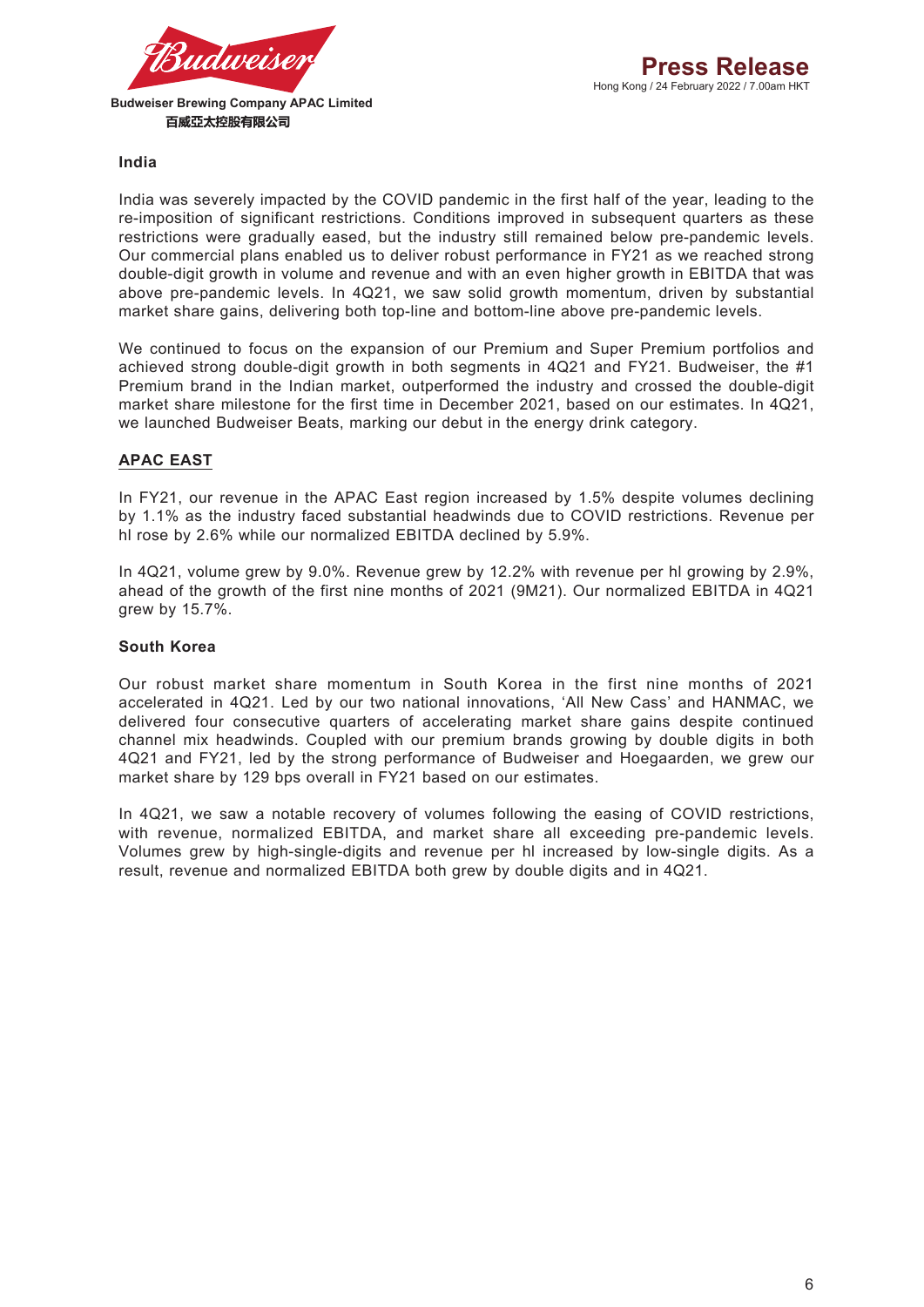### India

India was severely impacted by the COVID pandemic in the first half of the year, leading to the re-imposition of significant restrictions. Conditions improved in subsequent quarters as these restrictions were gradually eased, but the industry still remained below pre-pandemic levels. Our commercial plans enabled us to deliver robust performance in FY21 as we reached strong double-digit growth in volume and revenue and with an even higher growth in EBITDA that was above pre-pandemic levels. In 4Q21, we saw solid growth momentum, driven by substantial market share gains, delivering both top-line and bottom-line above pre-pandemic levels.

We continued to focus on the expansion of our Premium and Super Premium portfolios and achieved strong double-digit growth in both segments in 4Q21 and FY21. Budweiser, the #1 Premium brand in the Indian market, outperformed the industry and crossed the double-digit market share milestone for the first time in December 2021, based on our estimates. In 4Q21, we launched Budweiser Beats, marking our debut in the energy drink category.

## APAC EAST

In FY21, our revenue in the APAC East region increased by 1.5% despite volumes declining by 1.1% as the industry faced substantial headwinds due to COVID restrictions. Revenue per hl rose by 2.6% while our normalized EBITDA declined by 5.9%.

In 4Q21, volume grew by 9.0%. Revenue grew by 12.2% with revenue per hl growing by 2.9%, ahead of the growth of the first nine months of 2021 (9M21). Our normalized EBITDA in 4Q21 grew by 15.7%.

### South Korea

Our robust market share momentum in South Korea in the first nine months of 2021 accelerated in 4Q21. Led by our two national innovations, 'All New Cass' and HANMAC, we delivered four consecutive quarters of accelerating market share gains despite continued channel mix headwinds. Coupled with our premium brands growing by double digits in both 4Q21 and FY21, led by the strong performance of Budweiser and Hoegaarden, we grew our market share by 129 bps overall in FY21 based on our estimates.

In 4Q21, we saw a notable recovery of volumes following the easing of COVID restrictions, with revenue, normalized EBITDA, and market share all exceeding pre-pandemic levels. Volumes grew by high-single-digits and revenue per hl increased by low-single digits. As a result, revenue and normalized EBITDA both grew by double digits and in 4Q21.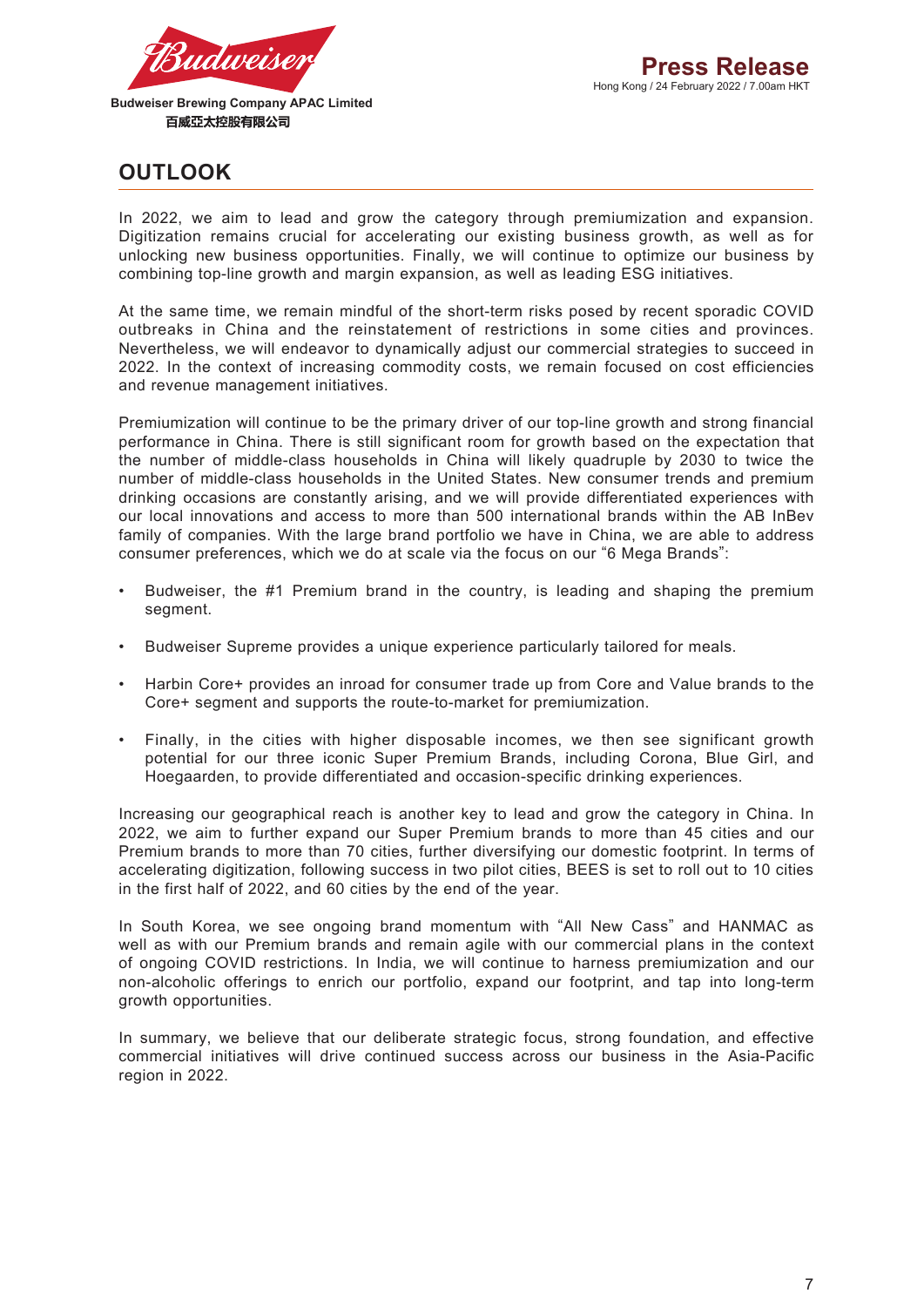## OUTLOOK

In 2022, we aim to lead and grow the category through premiumization and expansion. Digitization remains crucial for accelerating our existing business growth, as well as for unlocking new business opportunities. Finally, we will continue to optimize our business by combining top-line growth and margin expansion, as well as leading ESG initiatives.

At the same time, we remain mindful of the short-term risks posed by recent sporadic COVID outbreaks in China and the reinstatement of restrictions in some cities and provinces. Nevertheless, we will endeavor to dynamically adjust our commercial strategies to succeed in 2022. In the context of increasing commodity costs, we remain focused on cost efficiencies and revenue management initiatives.

Premiumization will continue to be the primary driver of our top-line growth and strong financial performance in China. There is still significant room for growth based on the expectation that the number of middle-class households in China will likely quadruple by 2030 to twice the number of middle-class households in the United States. New consumer trends and premium drinking occasions are constantly arising, and we will provide differentiated experiences with our local innovations and access to more than 500 international brands within the AB InBev family of companies. With the large brand portfolio we have in China, we are able to address consumer preferences, which we do at scale via the focus on our "6 Mega Brands":

- Budweiser, the #1 Premium brand in the country, is leading and shaping the premium segment.
- Budweiser Supreme provides a unique experience particularly tailored for meals.
- Harbin Core+ provides an inroad for consumer trade up from Core and Value brands to the Core+ segment and supports the route-to-market for premiumization.
- Finally, in the cities with higher disposable incomes, we then see significant growth potential for our three iconic Super Premium Brands, including Corona, Blue Girl, and Hoegaarden, to provide differentiated and occasion-specific drinking experiences.

Increasing our geographical reach is another key to lead and grow the category in China. In 2022, we aim to further expand our Super Premium brands to more than 45 cities and our Premium brands to more than 70 cities, further diversifying our domestic footprint. In terms of accelerating digitization, following success in two pilot cities, BEES is set to roll out to 10 cities in the first half of 2022, and 60 cities by the end of the year.

In South Korea, we see ongoing brand momentum with "All New Cass" and HANMAC as well as with our Premium brands and remain agile with our commercial plans in the context of ongoing COVID restrictions. In India, we will continue to harness premiumization and our non-alcoholic offerings to enrich our portfolio, expand our footprint, and tap into long-term growth opportunities.

In summary, we believe that our deliberate strategic focus, strong foundation, and effective commercial initiatives will drive continued success across our business in the Asia-Pacific region in 2022.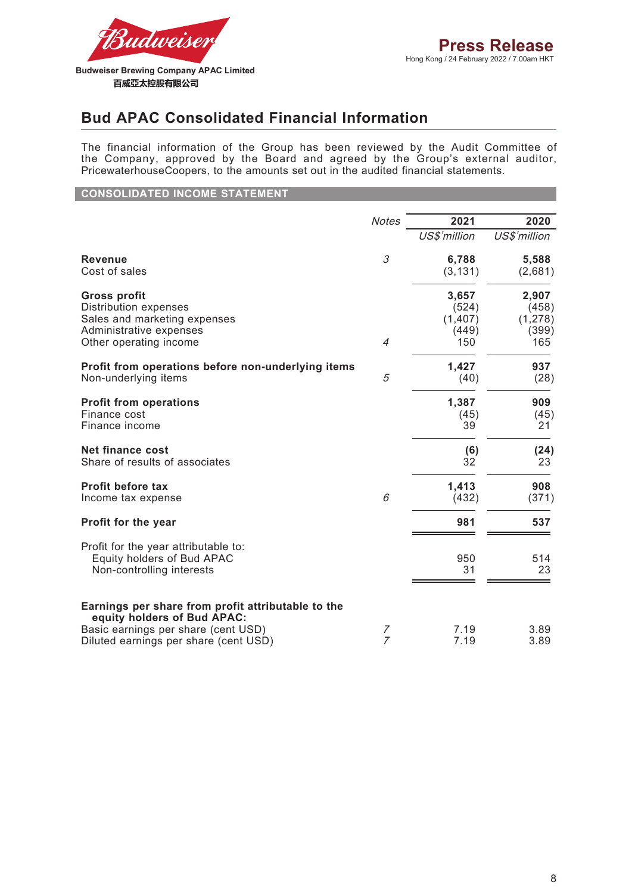Budweiser Brewing Company APAC Limited
百威亞太控股有限公司

**Press Release**
Hong Kong / 24 February 2022 / 7.00am HKT

## Bud APAC Consolidated Financial Information

The financial information of the Group has been reviewed by the Audit Committee of the Company, approved by the Board and agreed by the Group's external auditor, PricewaterhouseCoopers, to the amounts set out in the audited financial statements.

### CONSOLIDATED INCOME STATEMENT

| | *Notes* | 2021 | 2020 |
|---|---|---|---|
| | | *US$'million* | *US$'million* |
| **Revenue** | *3* | **6,788** | **5,588** |
| Cost of sales | | (3,131) | (2,681) |
| **Gross profit** | | **3,657** | **2,907** |
| Distribution expenses | | (524) | (458) |
| Sales and marketing expenses | | (1,407) | (1,278) |
| Administrative expenses | | (449) | (399) |
| Other operating income | *4* | 150 | 165 |
| **Profit from operations before non-underlying items** | | **1,427** | **937** |
| Non-underlying items | *5* | (40) | (28) |
| **Profit from operations** | | **1,387** | **909** |
| Finance cost | | (45) | (45) |
| Finance income | | 39 | 21 |
| **Net finance cost** | | **(6)** | **(24)** |
| Share of results of associates | | 32 | 23 |
| **Profit before tax** | | **1,413** | **908** |
| Income tax expense | *6* | (432) | (371) |
| **Profit for the year** | | **981** | **537** |
| Profit for the year attributable to: | | | |
| Equity holders of Bud APAC | | 950 | 514 |
| Non-controlling interests | | 31 | 23 |
| **Earnings per share from profit attributable to the equity holders of Bud APAC:** | | | |
| Basic earnings per share (cent USD) | *7* | 7.19 | 3.89 |
| Diluted earnings per share (cent USD) | *7* | 7.19 | 3.89 |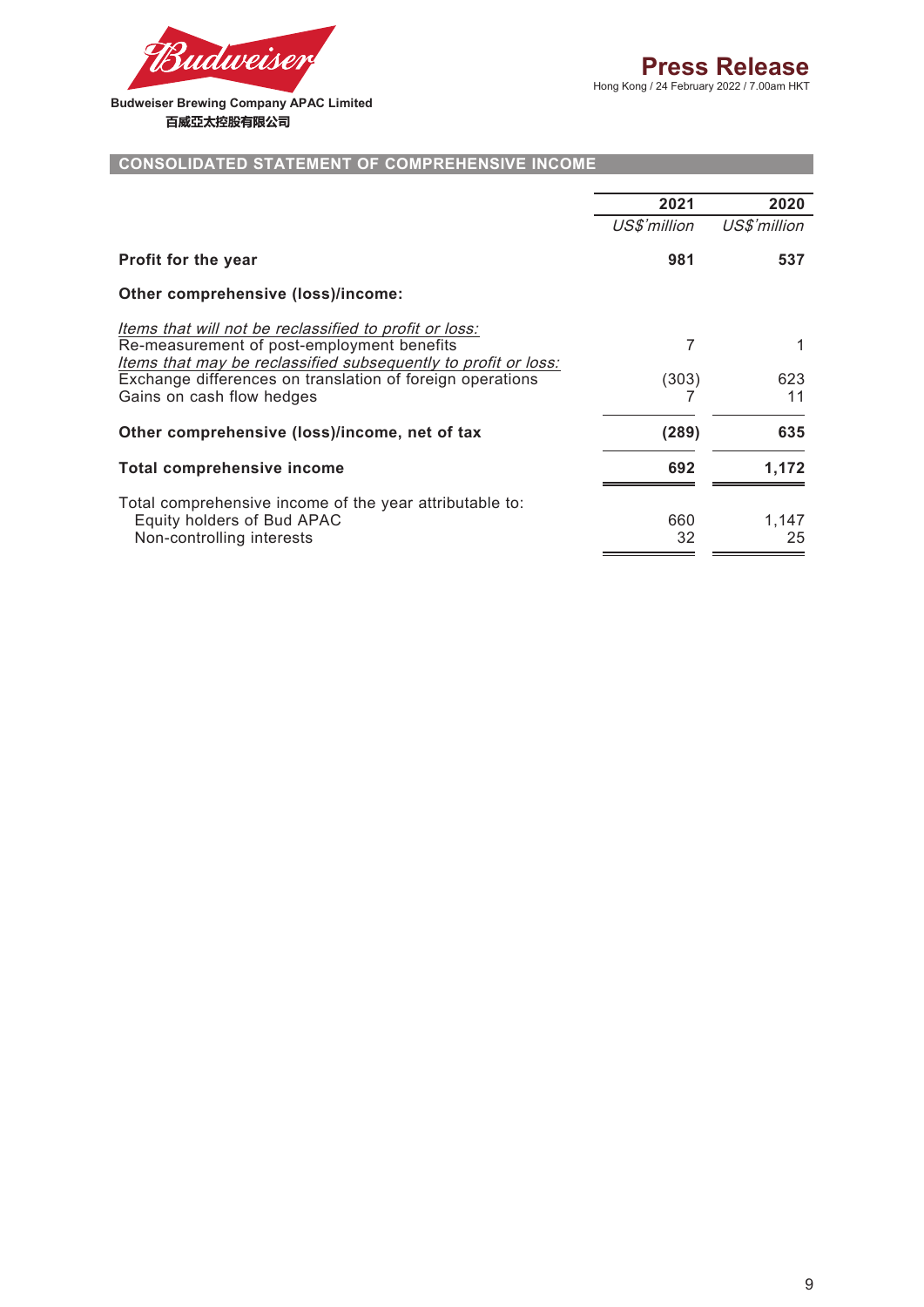Budweiser Brewing Company APAC Limited
百威亞太控股有限公司

**Press Release**
Hong Kong / 24 February 2022 / 7.00am HKT

## CONSOLIDATED STATEMENT OF COMPREHENSIVE INCOME

| | 2021 | 2020 |
|---|---|---|
| | *US$'million* | *US$'million* |
| **Profit for the year** | **981** | **537** |
| **Other comprehensive (loss)/income:** | | |
| *Items that will not be reclassified to profit or loss:* | | |
| Re-measurement of post-employment benefits | 7 | 1 |
| *Items that may be reclassified subsequently to profit or loss:* | | |
| Exchange differences on translation of foreign operations | (303) | 623 |
| Gains on cash flow hedges | 7 | 11 |
| **Other comprehensive (loss)/income, net of tax** | **(289)** | **635** |
| **Total comprehensive income** | **692** | **1,172** |
| Total comprehensive income of the year attributable to: | | |
| Equity holders of Bud APAC | 660 | 1,147 |
| Non-controlling interests | 32 | 25 |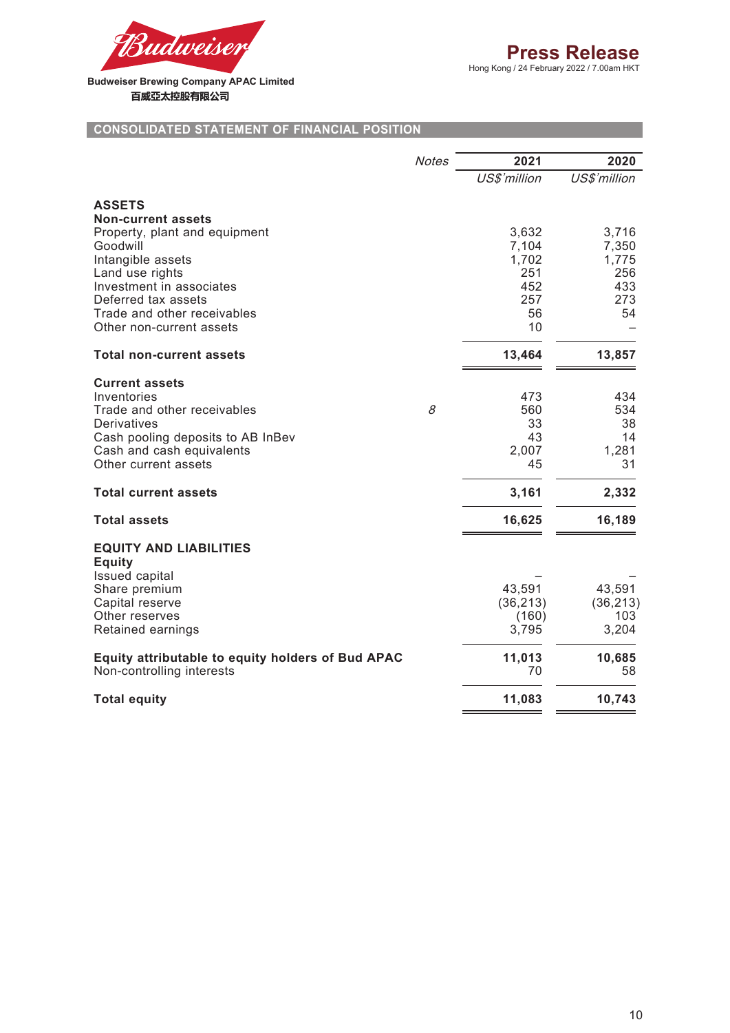## CONSOLIDATED STATEMENT OF FINANCIAL POSITION

| | *Notes* | 2021 | 2020 |
|---|---|---|---|
| | | *US$'million* | *US$'million* |
| **ASSETS** | | | |
| **Non-current assets** | | | |
| Property, plant and equipment | | 3,632 | 3,716 |
| Goodwill | | 7,104 | 7,350 |
| Intangible assets | | 1,702 | 1,775 |
| Land use rights | | 251 | 256 |
| Investment in associates | | 452 | 433 |
| Deferred tax assets | | 257 | 273 |
| Trade and other receivables | | 56 | 54 |
| Other non-current assets | | 10 | – |
| **Total non-current assets** | | **13,464** | **13,857** |
| **Current assets** | | | |
| Inventories | | 473 | 434 |
| Trade and other receivables | *8* | 560 | 534 |
| Derivatives | | 33 | 38 |
| Cash pooling deposits to AB InBev | | 43 | 14 |
| Cash and cash equivalents | | 2,007 | 1,281 |
| Other current assets | | 45 | 31 |
| **Total current assets** | | **3,161** | **2,332** |
| **Total assets** | | **16,625** | **16,189** |
| **EQUITY AND LIABILITIES** | | | |
| **Equity** | | | |
| Issued capital | | – | – |
| Share premium | | 43,591 | 43,591 |
| Capital reserve | | (36,213) | (36,213) |
| Other reserves | | (160) | 103 |
| Retained earnings | | 3,795 | 3,204 |
| **Equity attributable to equity holders of Bud APAC** | | **11,013** | **10,685** |
| Non-controlling interests | | 70 | 58 |
| **Total equity** | | **11,083** | **10,743** |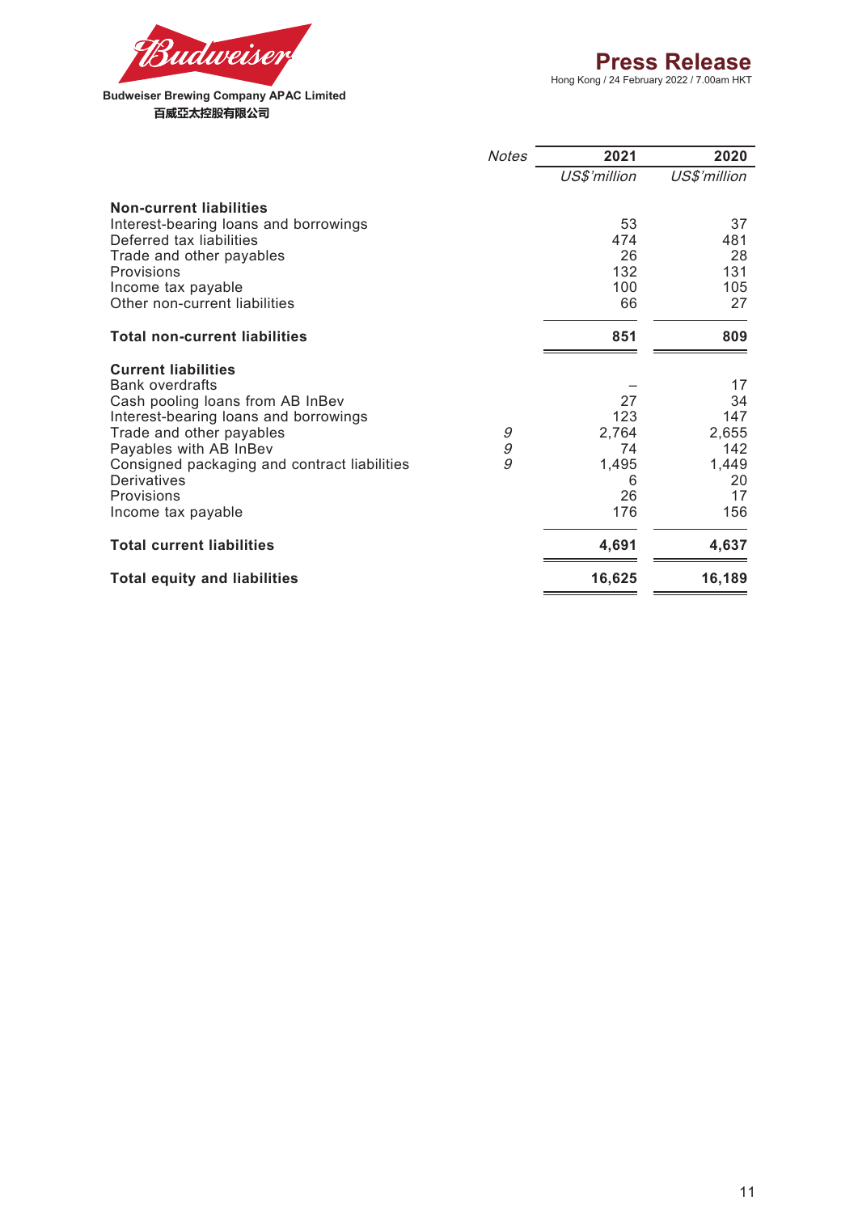| | Notes | 2021 | 2020 |
|---|---|---|---|
| | | *US$'million* | *US$'million* |
| **Non-current liabilities** | | | |
| Interest-bearing loans and borrowings | | 53 | 37 |
| Deferred tax liabilities | | 474 | 481 |
| Trade and other payables | | 26 | 28 |
| Provisions | | 132 | 131 |
| Income tax payable | | 100 | 105 |
| Other non-current liabilities | | 66 | 27 |
| **Total non-current liabilities** | | **851** | **809** |
| **Current liabilities** | | | |
| Bank overdrafts | | – | 17 |
| Cash pooling loans from AB InBev | | 27 | 34 |
| Interest-bearing loans and borrowings | | 123 | 147 |
| Trade and other payables | *9* | 2,764 | 2,655 |
| Payables with AB InBev | *9* | 74 | 142 |
| Consigned packaging and contract liabilities | *9* | 1,495 | 1,449 |
| Derivatives | | 6 | 20 |
| Provisions | | 26 | 17 |
| Income tax payable | | 176 | 156 |
| **Total current liabilities** | | **4,691** | **4,637** |
| **Total equity and liabilities** | | **16,625** | **16,189** |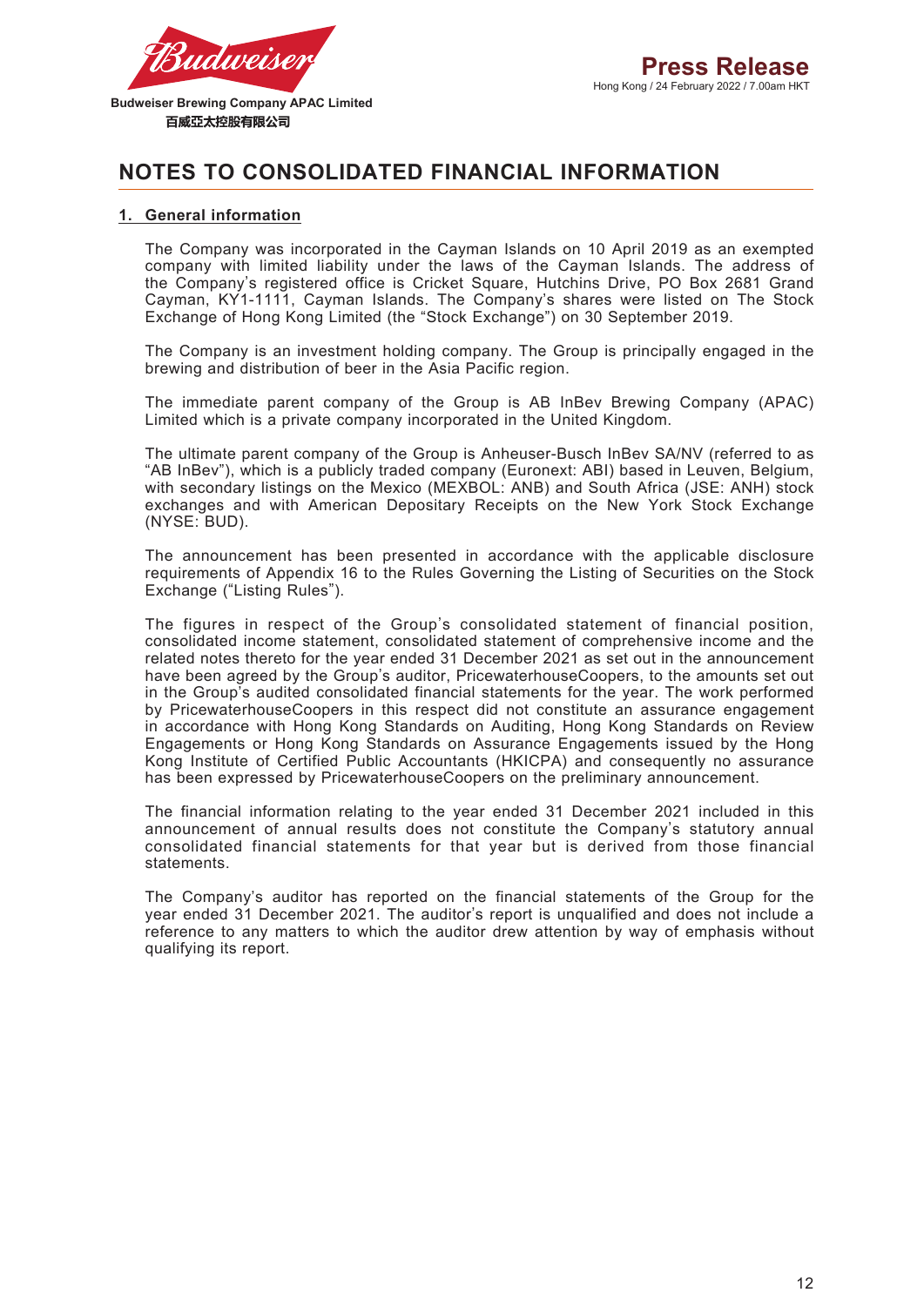# NOTES TO CONSOLIDATED FINANCIAL INFORMATION

## 1. General information

The Company was incorporated in the Cayman Islands on 10 April 2019 as an exempted company with limited liability under the laws of the Cayman Islands. The address of the Company's registered office is Cricket Square, Hutchins Drive, PO Box 2681 Grand Cayman, KY1-1111, Cayman Islands. The Company's shares were listed on The Stock Exchange of Hong Kong Limited (the "Stock Exchange") on 30 September 2019.

The Company is an investment holding company. The Group is principally engaged in the brewing and distribution of beer in the Asia Pacific region.

The immediate parent company of the Group is AB InBev Brewing Company (APAC) Limited which is a private company incorporated in the United Kingdom.

The ultimate parent company of the Group is Anheuser-Busch InBev SA/NV (referred to as "AB InBev"), which is a publicly traded company (Euronext: ABI) based in Leuven, Belgium, with secondary listings on the Mexico (MEXBOL: ANB) and South Africa (JSE: ANH) stock exchanges and with American Depositary Receipts on the New York Stock Exchange (NYSE: BUD).

The announcement has been presented in accordance with the applicable disclosure requirements of Appendix 16 to the Rules Governing the Listing of Securities on the Stock Exchange ("Listing Rules").

The figures in respect of the Group's consolidated statement of financial position, consolidated income statement, consolidated statement of comprehensive income and the related notes thereto for the year ended 31 December 2021 as set out in the announcement have been agreed by the Group's auditor, PricewaterhouseCoopers, to the amounts set out in the Group's audited consolidated financial statements for the year. The work performed by PricewaterhouseCoopers in this respect did not constitute an assurance engagement in accordance with Hong Kong Standards on Auditing, Hong Kong Standards on Review Engagements or Hong Kong Standards on Assurance Engagements issued by the Hong Kong Institute of Certified Public Accountants (HKICPA) and consequently no assurance has been expressed by PricewaterhouseCoopers on the preliminary announcement.

The financial information relating to the year ended 31 December 2021 included in this announcement of annual results does not constitute the Company's statutory annual consolidated financial statements for that year but is derived from those financial statements.

The Company's auditor has reported on the financial statements of the Group for the year ended 31 December 2021. The auditor's report is unqualified and does not include a reference to any matters to which the auditor drew attention by way of emphasis without qualifying its report.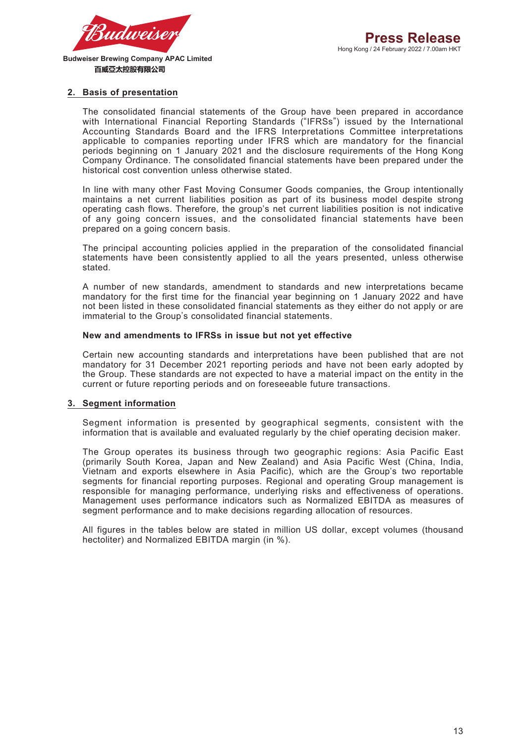## 2. Basis of presentation

The consolidated financial statements of the Group have been prepared in accordance with International Financial Reporting Standards ("IFRSs") issued by the International Accounting Standards Board and the IFRS Interpretations Committee interpretations applicable to companies reporting under IFRS which are mandatory for the financial periods beginning on 1 January 2021 and the disclosure requirements of the Hong Kong Company Ordinance. The consolidated financial statements have been prepared under the historical cost convention unless otherwise stated.

In line with many other Fast Moving Consumer Goods companies, the Group intentionally maintains a net current liabilities position as part of its business model despite strong operating cash flows. Therefore, the group's net current liabilities position is not indicative of any going concern issues, and the consolidated financial statements have been prepared on a going concern basis.

The principal accounting policies applied in the preparation of the consolidated financial statements have been consistently applied to all the years presented, unless otherwise stated.

A number of new standards, amendment to standards and new interpretations became mandatory for the first time for the financial year beginning on 1 January 2022 and have not been listed in these consolidated financial statements as they either do not apply or are immaterial to the Group's consolidated financial statements.

**New and amendments to IFRSs in issue but not yet effective**

Certain new accounting standards and interpretations have been published that are not mandatory for 31 December 2021 reporting periods and have not been early adopted by the Group. These standards are not expected to have a material impact on the entity in the current or future reporting periods and on foreseeable future transactions.

## 3. Segment information

Segment information is presented by geographical segments, consistent with the information that is available and evaluated regularly by the chief operating decision maker.

The Group operates its business through two geographic regions: Asia Pacific East (primarily South Korea, Japan and New Zealand) and Asia Pacific West (China, India, Vietnam and exports elsewhere in Asia Pacific), which are the Group's two reportable segments for financial reporting purposes. Regional and operating Group management is responsible for managing performance, underlying risks and effectiveness of operations. Management uses performance indicators such as Normalized EBITDA as measures of segment performance and to make decisions regarding allocation of resources.

All figures in the tables below are stated in million US dollar, except volumes (thousand hectoliter) and Normalized EBITDA margin (in %).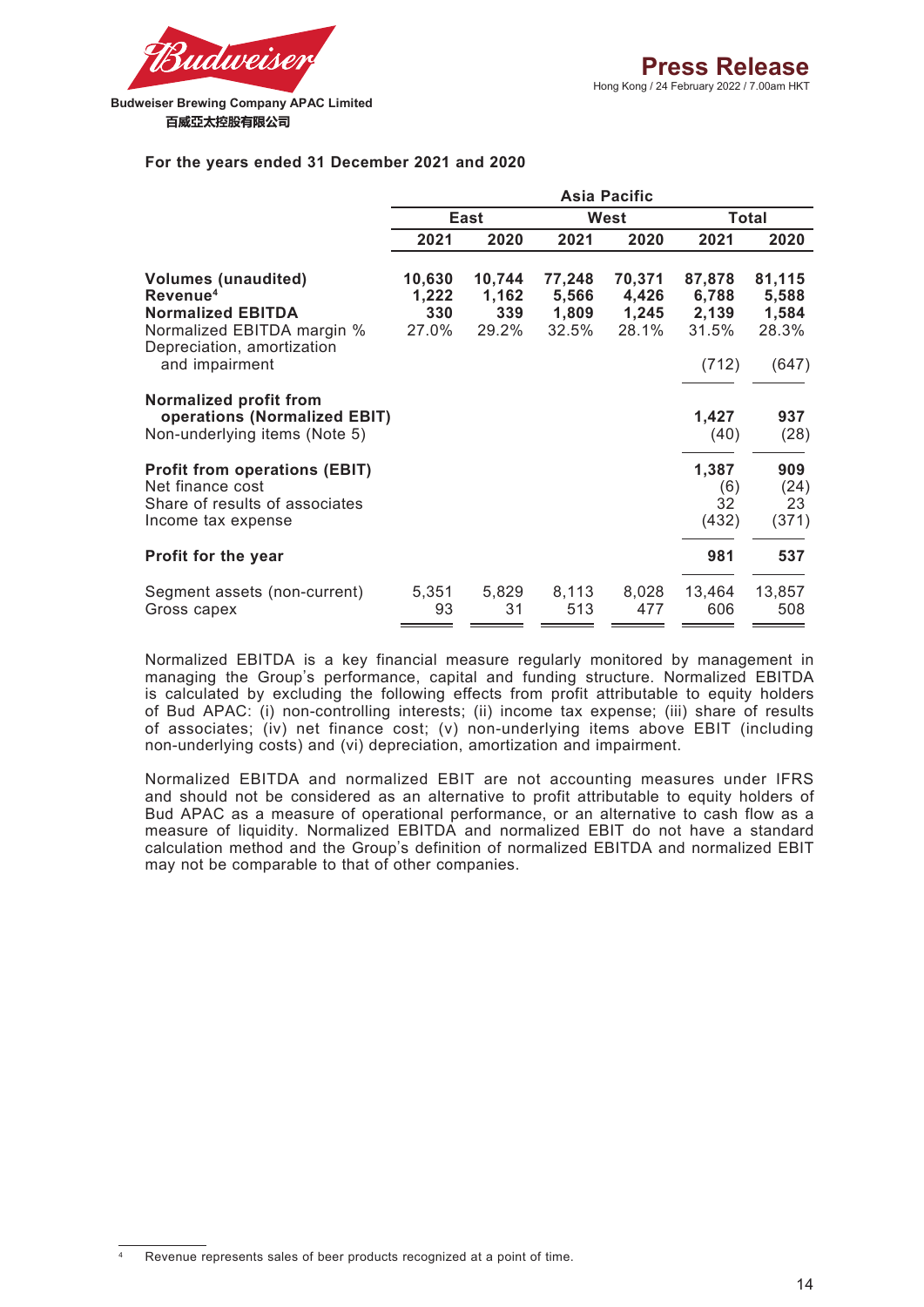For the years ended 31 December 2021 and 2020

| | Asia Pacific | | | | | |
|---|---|---|---|---|---|---|
| | East | | West | | Total | |
| | 2021 | 2020 | 2021 | 2020 | 2021 | 2020 |
| **Volumes (unaudited)** | **10,630** | **10,744** | **77,248** | **70,371** | **87,878** | **81,115** |
| **Revenue**[4] | **1,222** | **1,162** | **5,566** | **4,426** | **6,788** | **5,588** |
| **Normalized EBITDA** | **330** | **339** | **1,809** | **1,245** | **2,139** | **1,584** |
| Normalized EBITDA margin % | 27.0% | 29.2% | 32.5% | 28.1% | 31.5% | 28.3% |
| Depreciation, amortization and impairment | | | | | (712) | (647) |
| **Normalized profit from operations (Normalized EBIT)** | | | | | **1,427** | **937** |
| Non-underlying items (Note 5) | | | | | (40) | (28) |
| **Profit from operations (EBIT)** | | | | | **1,387** | **909** |
| Net finance cost | | | | | (6) | (24) |
| Share of results of associates | | | | | 32 | 23 |
| Income tax expense | | | | | (432) | (371) |
| **Profit for the year** | | | | | **981** | **537** |
| Segment assets (non-current) | 5,351 | 5,829 | 8,113 | 8,028 | 13,464 | 13,857 |
| Gross capex | 93 | 31 | 513 | 477 | 606 | 508 |

Normalized EBITDA is a key financial measure regularly monitored by management in managing the Group's performance, capital and funding structure. Normalized EBITDA is calculated by excluding the following effects from profit attributable to equity holders of Bud APAC: (i) non-controlling interests; (ii) income tax expense; (iii) share of results of associates; (iv) net finance cost; (v) non-underlying items above EBIT (including non-underlying costs) and (vi) depreciation, amortization and impairment.

Normalized EBITDA and normalized EBIT are not accounting measures under IFRS and should not be considered as an alternative to profit attributable to equity holders of Bud APAC as a measure of operational performance, or an alternative to cash flow as a measure of liquidity. Normalized EBITDA and normalized EBIT do not have a standard calculation method and the Group's definition of normalized EBITDA and normalized EBIT may not be comparable to that of other companies.

[4] Revenue represents sales of beer products recognized at a point of time.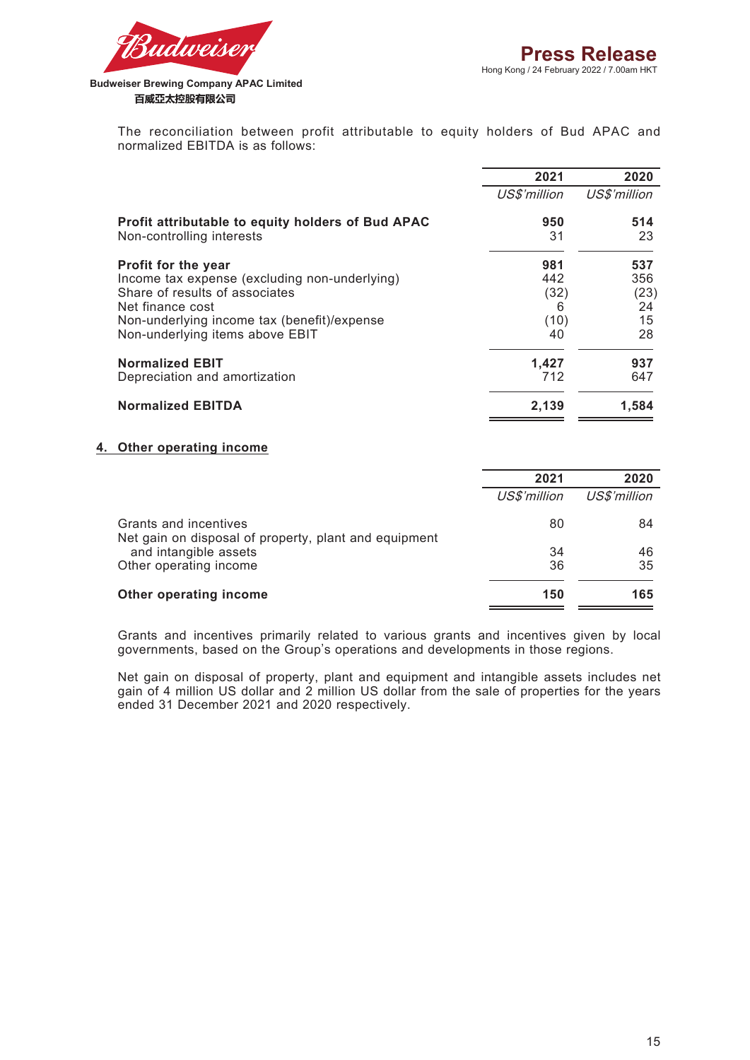The reconciliation between profit attributable to equity holders of Bud APAC and normalized EBITDA is as follows:

| | 2021 | 2020 |
|---|---|---|
| | *US$'million* | *US$'million* |
| **Profit attributable to equity holders of Bud APAC** | **950** | **514** |
| Non-controlling interests | 31 | 23 |
| **Profit for the year** | **981** | **537** |
| Income tax expense (excluding non-underlying) | 442 | 356 |
| Share of results of associates | (32) | (23) |
| Net finance cost | 6 | 24 |
| Non-underlying income tax (benefit)/expense | (10) | 15 |
| Non-underlying items above EBIT | 40 | 28 |
| **Normalized EBIT** | **1,427** | **937** |
| Depreciation and amortization | 712 | 647 |
| **Normalized EBITDA** | **2,139** | **1,584** |

## 4. Other operating income

| | 2021 | 2020 |
|---|---|---|
| | *US$'million* | *US$'million* |
| Grants and incentives | 80 | 84 |
| Net gain on disposal of property, plant and equipment and intangible assets | 34 | 46 |
| Other operating income | 36 | 35 |
| **Other operating income** | **150** | **165** |

Grants and incentives primarily related to various grants and incentives given by local governments, based on the Group's operations and developments in those regions.

Net gain on disposal of property, plant and equipment and intangible assets includes net gain of 4 million US dollar and 2 million US dollar from the sale of properties for the years ended 31 December 2021 and 2020 respectively.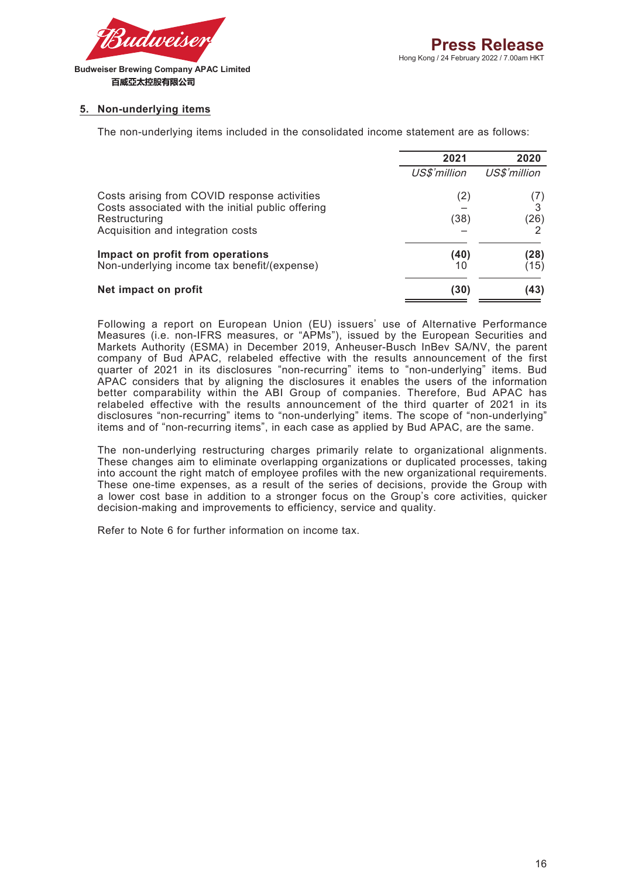## 5. Non-underlying items

The non-underlying items included in the consolidated income statement are as follows:

| | 2021 | 2020 |
|---|---|---|
| | *US$'million* | *US$'million* |
| Costs arising from COVID response activities | (2) | (7) |
| Costs associated with the initial public offering | – | 3 |
| Restructuring | (38) | (26) |
| Acquisition and integration costs | – | 2 |
| **Impact on profit from operations** | **(40)** | **(28)** |
| Non-underlying income tax benefit/(expense) | 10 | (15) |
| **Net impact on profit** | **(30)** | **(43)** |

Following a report on European Union (EU) issuers' use of Alternative Performance Measures (i.e. non-IFRS measures, or "APMs"), issued by the European Securities and Markets Authority (ESMA) in December 2019, Anheuser-Busch InBev SA/NV, the parent company of Bud APAC, relabeled effective with the results announcement of the first quarter of 2021 in its disclosures "non-recurring" items to "non-underlying" items. Bud APAC considers that by aligning the disclosures it enables the users of the information better comparability within the ABI Group of companies. Therefore, Bud APAC has relabeled effective with the results announcement of the third quarter of 2021 in its disclosures "non-recurring" items to "non-underlying" items. The scope of "non-underlying" items and of "non-recurring items", in each case as applied by Bud APAC, are the same.

The non-underlying restructuring charges primarily relate to organizational alignments. These changes aim to eliminate overlapping organizations or duplicated processes, taking into account the right match of employee profiles with the new organizational requirements. These one-time expenses, as a result of the series of decisions, provide the Group with a lower cost base in addition to a stronger focus on the Group's core activities, quicker decision-making and improvements to efficiency, service and quality.

Refer to Note 6 for further information on income tax.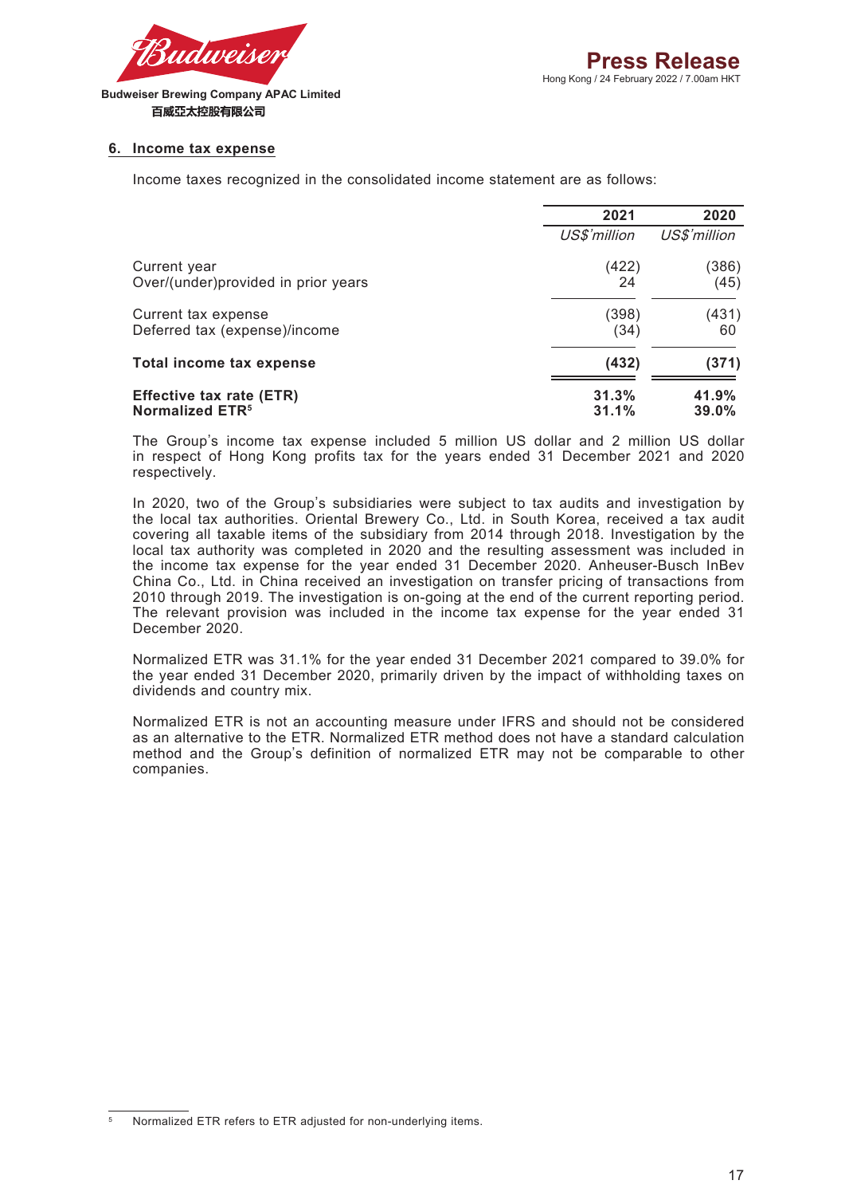## 6. Income tax expense

Income taxes recognized in the consolidated income statement are as follows:

| | 2021 | 2020 |
|---|---|---|
| | *US$'million* | *US$'million* |
| Current year | (422) | (386) |
| Over/(under)provided in prior years | 24 | (45) |
| Current tax expense | (398) | (431) |
| Deferred tax (expense)/income | (34) | 60 |
| **Total income tax expense** | **(432)** | **(371)** |
| **Effective tax rate (ETR)** | **31.3%** | **41.9%** |
| **Normalized ETR[5]** | **31.1%** | **39.0%** |

The Group's income tax expense included 5 million US dollar and 2 million US dollar in respect of Hong Kong profits tax for the years ended 31 December 2021 and 2020 respectively.

In 2020, two of the Group's subsidiaries were subject to tax audits and investigation by the local tax authorities. Oriental Brewery Co., Ltd. in South Korea, received a tax audit covering all taxable items of the subsidiary from 2014 through 2018. Investigation by the local tax authority was completed in 2020 and the resulting assessment was included in the income tax expense for the year ended 31 December 2020. Anheuser-Busch InBev China Co., Ltd. in China received an investigation on transfer pricing of transactions from 2010 through 2019. The investigation is on-going at the end of the current reporting period. The relevant provision was included in the income tax expense for the year ended 31 December 2020.

Normalized ETR was 31.1% for the year ended 31 December 2021 compared to 39.0% for the year ended 31 December 2020, primarily driven by the impact of withholding taxes on dividends and country mix.

Normalized ETR is not an accounting measure under IFRS and should not be considered as an alternative to the ETR. Normalized ETR method does not have a standard calculation method and the Group's definition of normalized ETR may not be comparable to other companies.

[5] Normalized ETR refers to ETR adjusted for non-underlying items.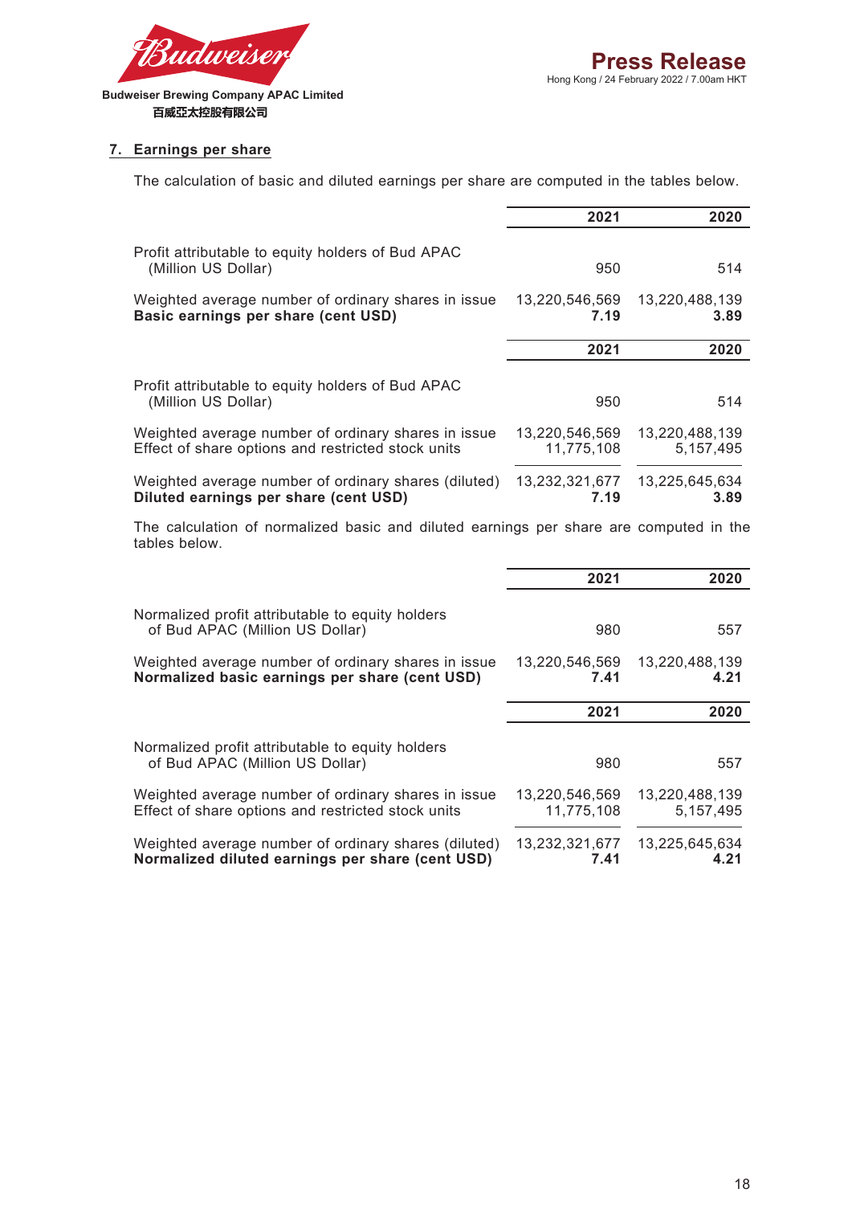## 7. Earnings per share

The calculation of basic and diluted earnings per share are computed in the tables below.

| | 2021 | 2020 |
|---|---|---|
| Profit attributable to equity holders of Bud APAC (Million US Dollar) | 950 | 514 |
| Weighted average number of ordinary shares in issue | 13,220,546,569 | 13,220,488,139 |
| **Basic earnings per share (cent USD)** | **7.19** | **3.89** |

| | 2021 | 2020 |
|---|---|---|
| Profit attributable to equity holders of Bud APAC (Million US Dollar) | 950 | 514 |
| Weighted average number of ordinary shares in issue | 13,220,546,569 | 13,220,488,139 |
| Effect of share options and restricted stock units | 11,775,108 | 5,157,495 |
| Weighted average number of ordinary shares (diluted) | 13,232,321,677 | 13,225,645,634 |
| **Diluted earnings per share (cent USD)** | **7.19** | **3.89** |

The calculation of normalized basic and diluted earnings per share are computed in the tables below.

| | 2021 | 2020 |
|---|---|---|
| Normalized profit attributable to equity holders of Bud APAC (Million US Dollar) | 980 | 557 |
| Weighted average number of ordinary shares in issue | 13,220,546,569 | 13,220,488,139 |
| **Normalized basic earnings per share (cent USD)** | **7.41** | **4.21** |

| | 2021 | 2020 |
|---|---|---|
| Normalized profit attributable to equity holders of Bud APAC (Million US Dollar) | 980 | 557 |
| Weighted average number of ordinary shares in issue | 13,220,546,569 | 13,220,488,139 |
| Effect of share options and restricted stock units | 11,775,108 | 5,157,495 |
| Weighted average number of ordinary shares (diluted) | 13,232,321,677 | 13,225,645,634 |
| **Normalized diluted earnings per share (cent USD)** | **7.41** | **4.21** |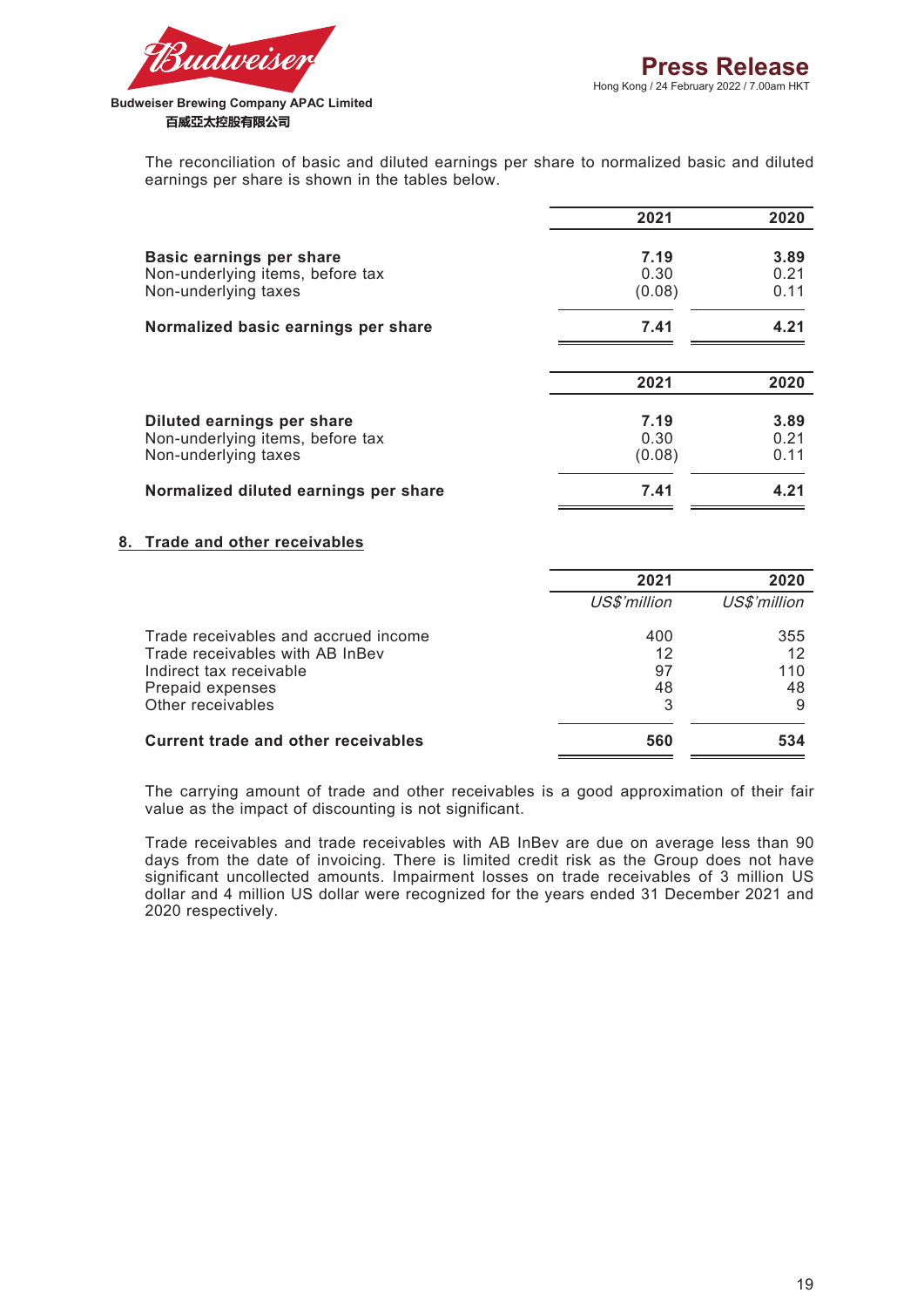The reconciliation of basic and diluted earnings per share to normalized basic and diluted earnings per share is shown in the tables below.

| | 2021 | 2020 |
|---|---|---|
| **Basic earnings per share** | **7.19** | **3.89** |
| Non-underlying items, before tax | 0.30 | 0.21 |
| Non-underlying taxes | (0.08) | 0.11 |
| **Normalized basic earnings per share** | **7.41** | **4.21** |

| | 2021 | 2020 |
|---|---|---|
| **Diluted earnings per share** | **7.19** | **3.89** |
| Non-underlying items, before tax | 0.30 | 0.21 |
| Non-underlying taxes | (0.08) | 0.11 |
| **Normalized diluted earnings per share** | **7.41** | **4.21** |

## 8. Trade and other receivables

| | 2021 | 2020 |
|---|---|---|
| | *US$'million* | *US$'million* |
| Trade receivables and accrued income | 400 | 355 |
| Trade receivables with AB InBev | 12 | 12 |
| Indirect tax receivable | 97 | 110 |
| Prepaid expenses | 48 | 48 |
| Other receivables | 3 | 9 |
| **Current trade and other receivables** | **560** | **534** |

The carrying amount of trade and other receivables is a good approximation of their fair value as the impact of discounting is not significant.

Trade receivables and trade receivables with AB InBev are due on average less than 90 days from the date of invoicing. There is limited credit risk as the Group does not have significant uncollected amounts. Impairment losses on trade receivables of 3 million US dollar and 4 million US dollar were recognized for the years ended 31 December 2021 and 2020 respectively.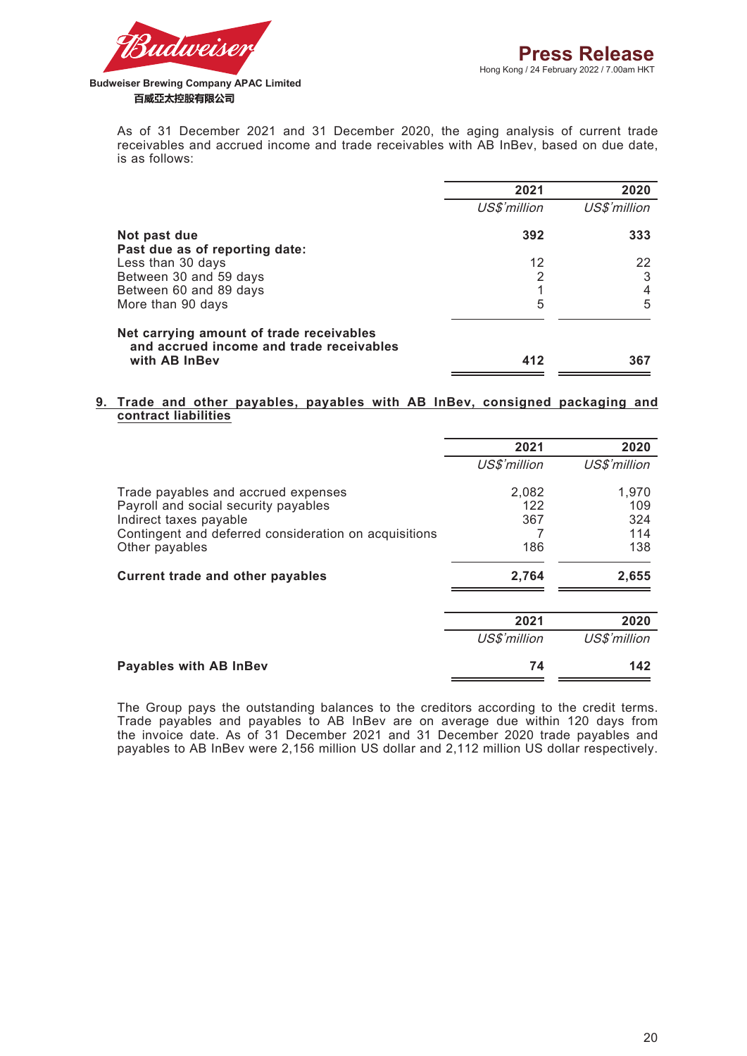As of 31 December 2021 and 31 December 2020, the aging analysis of current trade receivables and accrued income and trade receivables with AB InBev, based on due date, is as follows:

| | 2021 | 2020 |
|---|---|---|
| | *US$'million* | *US$'million* |
| **Not past due** | **392** | **333** |
| **Past due as of reporting date:** | | |
| Less than 30 days | 12 | 22 |
| Between 30 and 59 days | 2 | 3 |
| Between 60 and 89 days | 1 | 4 |
| More than 90 days | 5 | 5 |
| **Net carrying amount of trade receivables and accrued income and trade receivables with AB InBev** | **412** | **367** |

## 9. Trade and other payables, payables with AB InBev, consigned packaging and contract liabilities

| | 2021 | 2020 |
|---|---|---|
| | *US$'million* | *US$'million* |
| Trade payables and accrued expenses | 2,082 | 1,970 |
| Payroll and social security payables | 122 | 109 |
| Indirect taxes payable | 367 | 324 |
| Contingent and deferred consideration on acquisitions | 7 | 114 |
| Other payables | 186 | 138 |
| **Current trade and other payables** | **2,764** | **2,655** |

| | 2021 | 2020 |
|---|---|---|
| | *US$'million* | *US$'million* |
| **Payables with AB InBev** | **74** | **142** |

The Group pays the outstanding balances to the creditors according to the credit terms. Trade payables and payables to AB InBev are on average due within 120 days from the invoice date. As of 31 December 2021 and 31 December 2020 trade payables and payables to AB InBev were 2,156 million US dollar and 2,112 million US dollar respectively.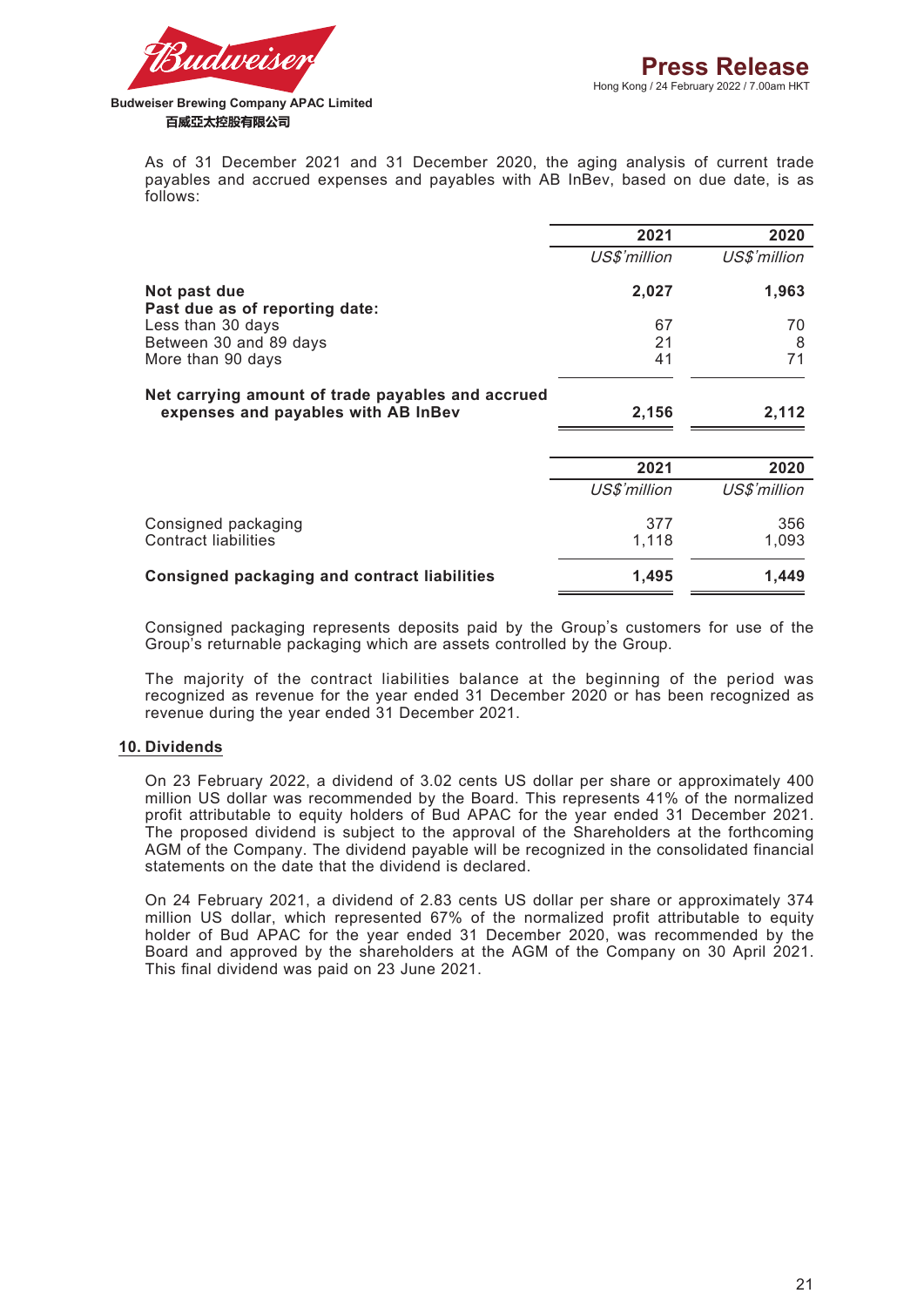As of 31 December 2021 and 31 December 2020, the aging analysis of current trade payables and accrued expenses and payables with AB InBev, based on due date, is as follows:

| | 2021 | 2020 |
|---|---|---|
| | *US$'million* | *US$'million* |
| **Not past due** | **2,027** | **1,963** |
| **Past due as of reporting date:** | | |
| Less than 30 days | 67 | 70 |
| Between 30 and 89 days | 21 | 8 |
| More than 90 days | 41 | 71 |
| **Net carrying amount of trade payables and accrued expenses and payables with AB InBev** | **2,156** | **2,112** |

| | 2021 | 2020 |
|---|---|---|
| | *US$'million* | *US$'million* |
| Consigned packaging | 377 | 356 |
| Contract liabilities | 1,118 | 1,093 |
| **Consigned packaging and contract liabilities** | **1,495** | **1,449** |

Consigned packaging represents deposits paid by the Group's customers for use of the Group's returnable packaging which are assets controlled by the Group.

The majority of the contract liabilities balance at the beginning of the period was recognized as revenue for the year ended 31 December 2020 or has been recognized as revenue during the year ended 31 December 2021.

## 10. Dividends

On 23 February 2022, a dividend of 3.02 cents US dollar per share or approximately 400 million US dollar was recommended by the Board. This represents 41% of the normalized profit attributable to equity holders of Bud APAC for the year ended 31 December 2021. The proposed dividend is subject to the approval of the Shareholders at the forthcoming AGM of the Company. The dividend payable will be recognized in the consolidated financial statements on the date that the dividend is declared.

On 24 February 2021, a dividend of 2.83 cents US dollar per share or approximately 374 million US dollar, which represented 67% of the normalized profit attributable to equity holder of Bud APAC for the year ended 31 December 2020, was recommended by the Board and approved by the shareholders at the AGM of the Company on 30 April 2021. This final dividend was paid on 23 June 2021.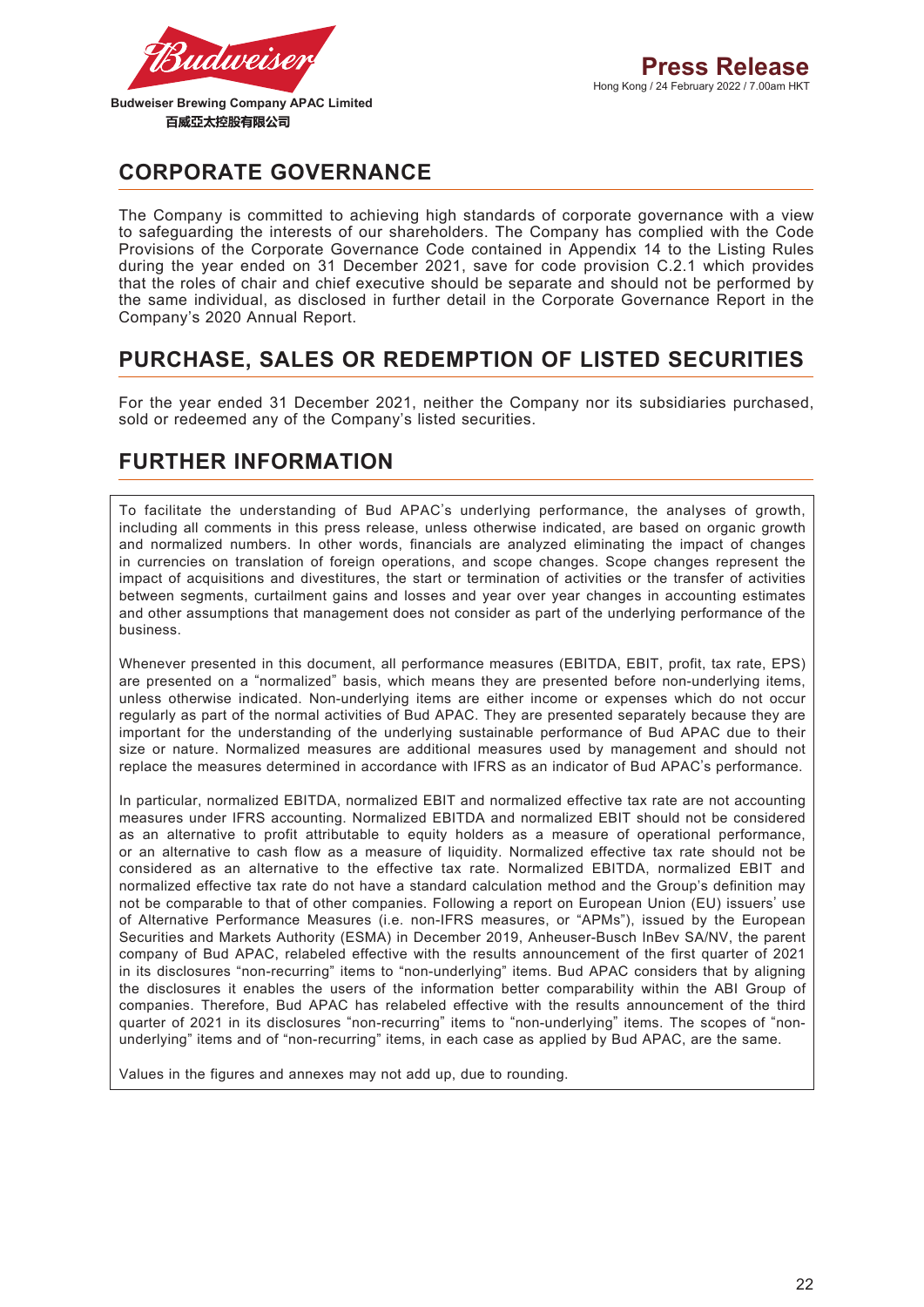## CORPORATE GOVERNANCE

The Company is committed to achieving high standards of corporate governance with a view to safeguarding the interests of our shareholders. The Company has complied with the Code Provisions of the Corporate Governance Code contained in Appendix 14 to the Listing Rules during the year ended on 31 December 2021, save for code provision C.2.1 which provides that the roles of chair and chief executive should be separate and should not be performed by the same individual, as disclosed in further detail in the Corporate Governance Report in the Company's 2020 Annual Report.

## PURCHASE, SALES OR REDEMPTION OF LISTED SECURITIES

For the year ended 31 December 2021, neither the Company nor its subsidiaries purchased, sold or redeemed any of the Company's listed securities.

## FURTHER INFORMATION

To facilitate the understanding of Bud APAC's underlying performance, the analyses of growth, including all comments in this press release, unless otherwise indicated, are based on organic growth and normalized numbers. In other words, financials are analyzed eliminating the impact of changes in currencies on translation of foreign operations, and scope changes. Scope changes represent the impact of acquisitions and divestitures, the start or termination of activities or the transfer of activities between segments, curtailment gains and losses and year over year changes in accounting estimates and other assumptions that management does not consider as part of the underlying performance of the business.

Whenever presented in this document, all performance measures (EBITDA, EBIT, profit, tax rate, EPS) are presented on a "normalized" basis, which means they are presented before non-underlying items, unless otherwise indicated. Non-underlying items are either income or expenses which do not occur regularly as part of the normal activities of Bud APAC. They are presented separately because they are important for the understanding of the underlying sustainable performance of Bud APAC due to their size or nature. Normalized measures are additional measures used by management and should not replace the measures determined in accordance with IFRS as an indicator of Bud APAC's performance.

In particular, normalized EBITDA, normalized EBIT and normalized effective tax rate are not accounting measures under IFRS accounting. Normalized EBITDA and normalized EBIT should not be considered as an alternative to profit attributable to equity holders as a measure of operational performance, or an alternative to cash flow as a measure of liquidity. Normalized effective tax rate should not be considered as an alternative to the effective tax rate. Normalized EBITDA, normalized EBIT and normalized effective tax rate do not have a standard calculation method and the Group's definition may not be comparable to that of other companies. Following a report on European Union (EU) issuers' use of Alternative Performance Measures (i.e. non-IFRS measures, or "APMs"), issued by the European Securities and Markets Authority (ESMA) in December 2019, Anheuser-Busch InBev SA/NV, the parent company of Bud APAC, relabeled effective with the results announcement of the first quarter of 2021 in its disclosures "non-recurring" items to "non-underlying" items. Bud APAC considers that by aligning the disclosures it enables the users of the information better comparability within the ABI Group of companies. Therefore, Bud APAC has relabeled effective with the results announcement of the third quarter of 2021 in its disclosures "non-recurring" items to "non-underlying" items. The scopes of "non-underlying" items and of "non-recurring" items, in each case as applied by Bud APAC, are the same.

Values in the figures and annexes may not add up, due to rounding.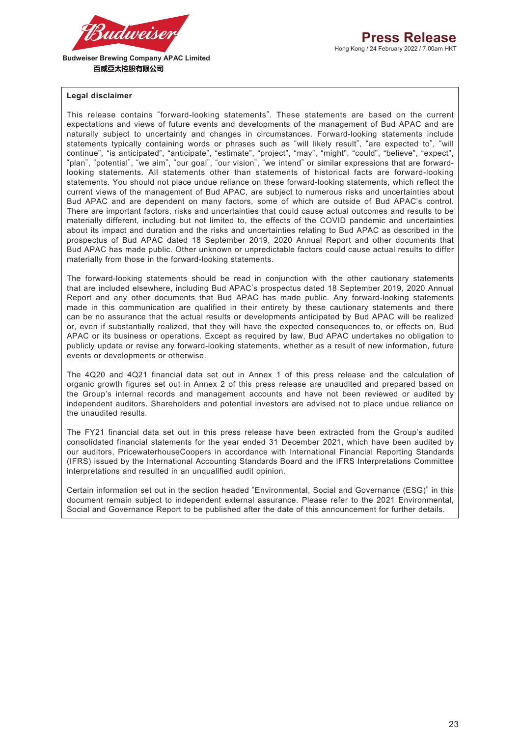## Legal disclaimer

This release contains "forward-looking statements". These statements are based on the current expectations and views of future events and developments of the management of Bud APAC and are naturally subject to uncertainty and changes in circumstances. Forward-looking statements include statements typically containing words or phrases such as "will likely result", "are expected to", "will continue", "is anticipated", "anticipate", "estimate", "project", "may", "might", "could", "believe", "expect", "plan", "potential", "we aim", "our goal", "our vision", "we intend" or similar expressions that are forward-looking statements. All statements other than statements of historical facts are forward-looking statements. You should not place undue reliance on these forward-looking statements, which reflect the current views of the management of Bud APAC, are subject to numerous risks and uncertainties about Bud APAC and are dependent on many factors, some of which are outside of Bud APAC's control. There are important factors, risks and uncertainties that could cause actual outcomes and results to be materially different, including but not limited to, the effects of the COVID pandemic and uncertainties about its impact and duration and the risks and uncertainties relating to Bud APAC as described in the prospectus of Bud APAC dated 18 September 2019, 2020 Annual Report and other documents that Bud APAC has made public. Other unknown or unpredictable factors could cause actual results to differ materially from those in the forward-looking statements.

The forward-looking statements should be read in conjunction with the other cautionary statements that are included elsewhere, including Bud APAC's prospectus dated 18 September 2019, 2020 Annual Report and any other documents that Bud APAC has made public. Any forward-looking statements made in this communication are qualified in their entirety by these cautionary statements and there can be no assurance that the actual results or developments anticipated by Bud APAC will be realized or, even if substantially realized, that they will have the expected consequences to, or effects on, Bud APAC or its business or operations. Except as required by law, Bud APAC undertakes no obligation to publicly update or revise any forward-looking statements, whether as a result of new information, future events or developments or otherwise.

The 4Q20 and 4Q21 financial data set out in Annex 1 of this press release and the calculation of organic growth figures set out in Annex 2 of this press release are unaudited and prepared based on the Group's internal records and management accounts and have not been reviewed or audited by independent auditors. Shareholders and potential investors are advised not to place undue reliance on the unaudited results.

The FY21 financial data set out in this press release have been extracted from the Group's audited consolidated financial statements for the year ended 31 December 2021, which have been audited by our auditors, PricewaterhouseCoopers in accordance with International Financial Reporting Standards (IFRS) issued by the International Accounting Standards Board and the IFRS Interpretations Committee interpretations and resulted in an unqualified audit opinion.

Certain information set out in the section headed "Environmental, Social and Governance (ESG)" in this document remain subject to independent external assurance. Please refer to the 2021 Environmental, Social and Governance Report to be published after the date of this announcement for further details.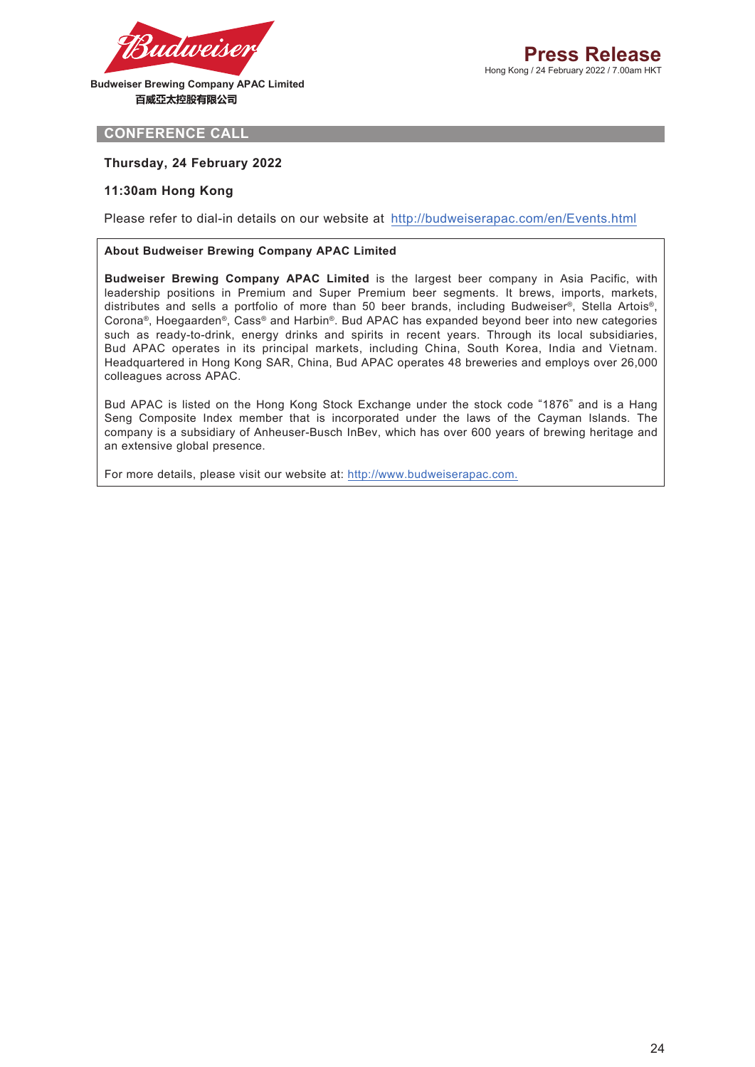Budweiser Brewing Company APAC Limited

百威亞太控股有限公司

# Press Release

Hong Kong / 24 February 2022 / 7.00am HKT

## CONFERENCE CALL

**Thursday, 24 February 2022**

**11:30am Hong Kong**

Please refer to dial-in details on our website at http://budweiserapac.com/en/Events.html

**About Budweiser Brewing Company APAC Limited**

**Budweiser Brewing Company APAC Limited** is the largest beer company in Asia Pacific, with leadership positions in Premium and Super Premium beer segments. It brews, imports, markets, distributes and sells a portfolio of more than 50 beer brands, including Budweiser®, Stella Artois®, Corona®, Hoegaarden®, Cass® and Harbin®. Bud APAC has expanded beyond beer into new categories such as ready-to-drink, energy drinks and spirits in recent years. Through its local subsidiaries, Bud APAC operates in its principal markets, including China, South Korea, India and Vietnam. Headquartered in Hong Kong SAR, China, Bud APAC operates 48 breweries and employs over 26,000 colleagues across APAC.

Bud APAC is listed on the Hong Kong Stock Exchange under the stock code "1876" and is a Hang Seng Composite Index member that is incorporated under the laws of the Cayman Islands. The company is a subsidiary of Anheuser-Busch InBev, which has over 600 years of brewing heritage and an extensive global presence.

For more details, please visit our website at: http://www.budweiserapac.com.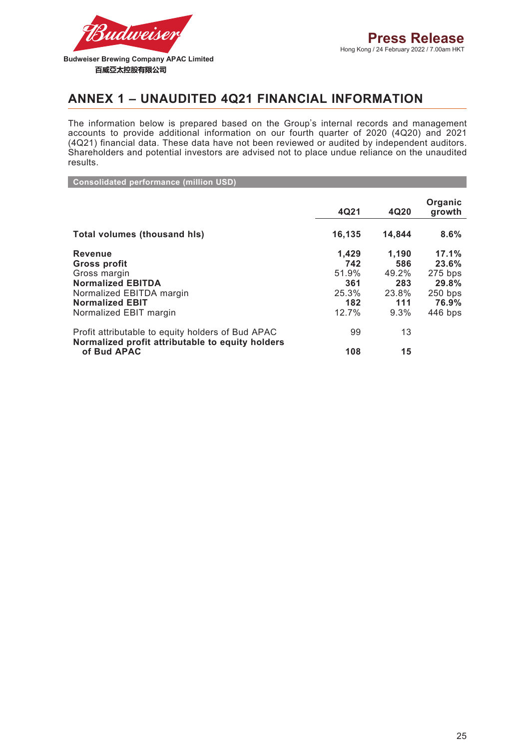## ANNEX 1 – UNAUDITED 4Q21 FINANCIAL INFORMATION

The information below is prepared based on the Group's internal records and management accounts to provide additional information on our fourth quarter of 2020 (4Q20) and 2021 (4Q21) financial data. These data have not been reviewed or audited by independent auditors. Shareholders and potential investors are advised not to place undue reliance on the unaudited results.

**Consolidated performance (million USD)**

| | 4Q21 | 4Q20 | Organic growth |
|---|---|---|---|
| **Total volumes (thousand hls)** | **16,135** | **14,844** | **8.6%** |
| **Revenue** | **1,429** | **1,190** | **17.1%** |
| **Gross profit** | **742** | **586** | **23.6%** |
| Gross margin | 51.9% | 49.2% | 275 bps |
| **Normalized EBITDA** | **361** | **283** | **29.8%** |
| Normalized EBITDA margin | 25.3% | 23.8% | 250 bps |
| **Normalized EBIT** | **182** | **111** | **76.9%** |
| Normalized EBIT margin | 12.7% | 9.3% | 446 bps |
| Profit attributable to equity holders of Bud APAC | 99 | 13 | |
| **Normalized profit attributable to equity holders of Bud APAC** | **108** | **15** | |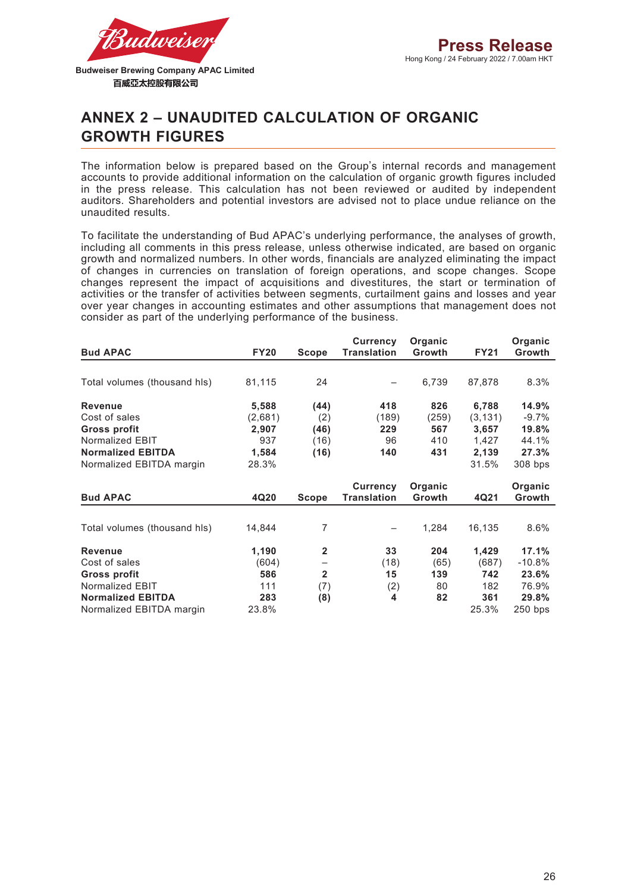## ANNEX 2 – UNAUDITED CALCULATION OF ORGANIC GROWTH FIGURES

The information below is prepared based on the Group's internal records and management accounts to provide additional information on the calculation of organic growth figures included in the press release. This calculation has not been reviewed or audited by independent auditors. Shareholders and potential investors are advised not to place undue reliance on the unaudited results.

To facilitate the understanding of Bud APAC's underlying performance, the analyses of growth, including all comments in this press release, unless otherwise indicated, are based on organic growth and normalized numbers. In other words, financials are analyzed eliminating the impact of changes in currencies on translation of foreign operations, and scope changes. Scope changes represent the impact of acquisitions and divestitures, the start or termination of activities or the transfer of activities between segments, curtailment gains and losses and year over year changes in accounting estimates and other assumptions that management does not consider as part of the underlying performance of the business.

| **Bud APAC** | **FY20** | **Scope** | **Currency Translation** | **Organic Growth** | **FY21** | **Organic Growth** |
|---|---|---|---|---|---|---|
| Total volumes (thousand hls) | 81,115 | 24 | – | 6,739 | 87,878 | 8.3% |
| **Revenue** | **5,588** | **(44)** | **418** | **826** | **6,788** | **14.9%** |
| Cost of sales | (2,681) | (2) | (189) | (259) | (3,131) | -9.7% |
| **Gross profit** | **2,907** | **(46)** | **229** | **567** | **3,657** | **19.8%** |
| Normalized EBIT | 937 | (16) | 96 | 410 | 1,427 | 44.1% |
| **Normalized EBITDA** | **1,584** | **(16)** | **140** | **431** | **2,139** | **27.3%** |
| Normalized EBITDA margin | 28.3% | | | | 31.5% | 308 bps |

| **Bud APAC** | **4Q20** | **Scope** | **Currency Translation** | **Organic Growth** | **4Q21** | **Organic Growth** |
|---|---|---|---|---|---|---|
| Total volumes (thousand hls) | 14,844 | 7 | – | 1,284 | 16,135 | 8.6% |
| **Revenue** | **1,190** | **2** | **33** | **204** | **1,429** | **17.1%** |
| Cost of sales | (604) | – | (18) | (65) | (687) | -10.8% |
| **Gross profit** | **586** | **2** | **15** | **139** | **742** | **23.6%** |
| Normalized EBIT | 111 | (7) | (2) | 80 | 182 | 76.9% |
| **Normalized EBITDA** | **283** | **(8)** | **4** | **82** | **361** | **29.8%** |
| Normalized EBITDA margin | 23.8% | | | | 25.3% | 250 bps |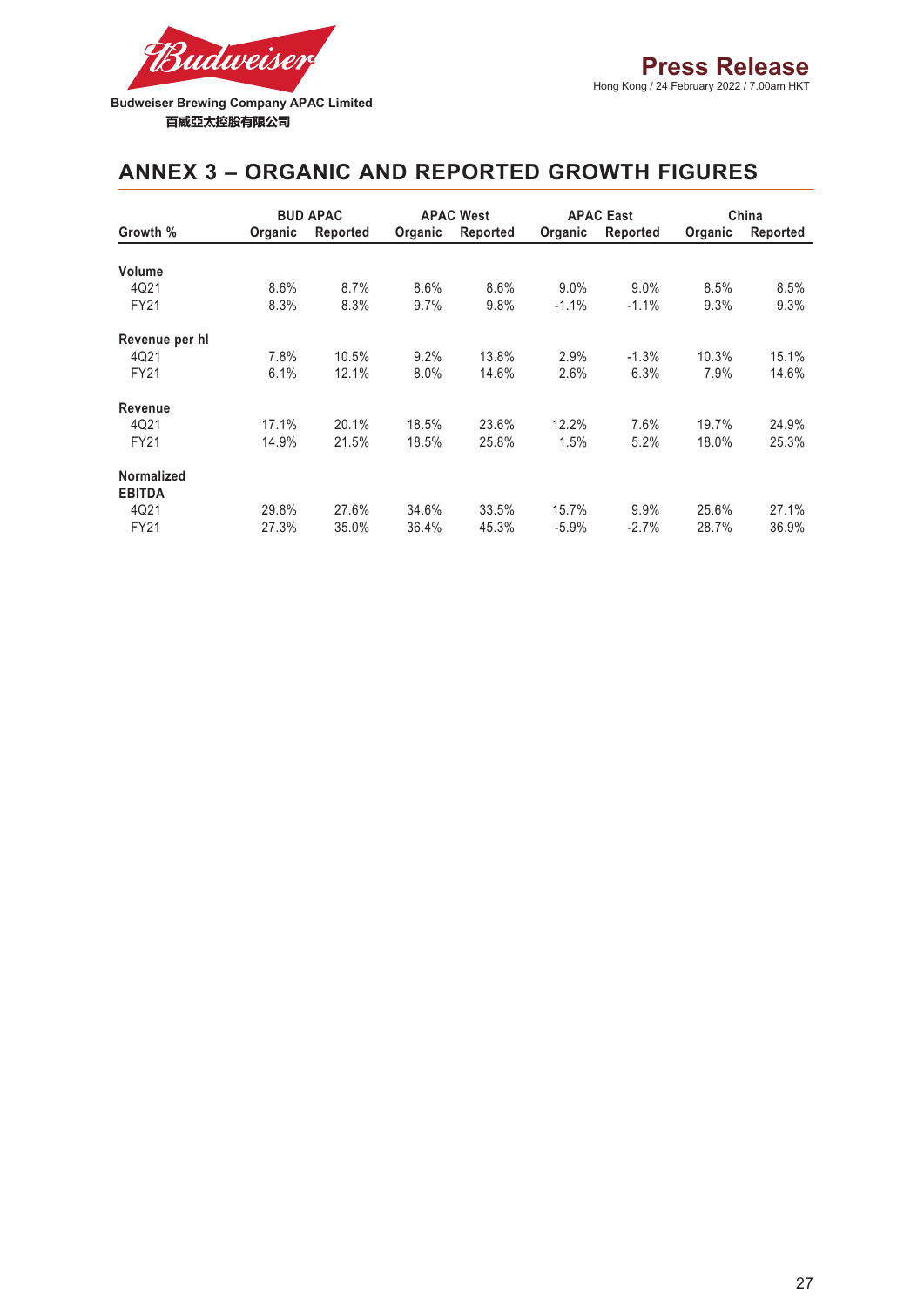## ANNEX 3 – ORGANIC AND REPORTED GROWTH FIGURES

| Growth % | BUD APAC | | APAC West | | APAC East | | China | |
|---|---|---|---|---|---|---|---|---|
| | Organic | Reported | Organic | Reported | Organic | Reported | Organic | Reported |
| **Volume** | | | | | | | | |
| 4Q21 | 8.6% | 8.7% | 8.6% | 8.6% | 9.0% | 9.0% | 8.5% | 8.5% |
| FY21 | 8.3% | 8.3% | 9.7% | 9.8% | -1.1% | -1.1% | 9.3% | 9.3% |
| **Revenue per hl** | | | | | | | | |
| 4Q21 | 7.8% | 10.5% | 9.2% | 13.8% | 2.9% | -1.3% | 10.3% | 15.1% |
| FY21 | 6.1% | 12.1% | 8.0% | 14.6% | 2.6% | 6.3% | 7.9% | 14.6% |
| **Revenue** | | | | | | | | |
| 4Q21 | 17.1% | 20.1% | 18.5% | 23.6% | 12.2% | 7.6% | 19.7% | 24.9% |
| FY21 | 14.9% | 21.5% | 18.5% | 25.8% | 1.5% | 5.2% | 18.0% | 25.3% |
| **Normalized EBITDA** | | | | | | | | |
| 4Q21 | 29.8% | 27.6% | 34.6% | 33.5% | 15.7% | 9.9% | 25.6% | 27.1% |
| FY21 | 27.3% | 35.0% | 36.4% | 45.3% | -5.9% | -2.7% | 28.7% | 36.9% |